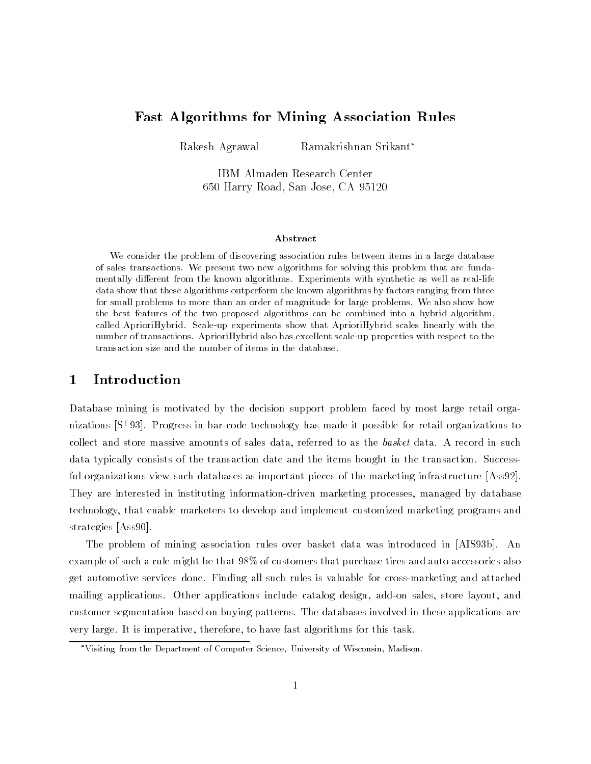# Fast Algorithms for Mining Association Rules

Rakesh Agrawal    Ramakrishnan Srikant*

IBM Almaden Research Center
650 Harry Road, San Jose, CA 95120

### Abstract

We consider the problem of discovering association rules between items in a large database of sales transactions. We present two new algorithms for solving this problem that are fundamentally different from the known algorithms. Experiments with synthetic as well as real-life data show that these algorithms outperform the known algorithms by factors ranging from three for small problems to more than an order of magnitude for large problems. We also show how the best features of the two proposed algorithms can be combined into a hybrid algorithm, called AprioriHybrid. Scale-up experiments show that AprioriHybrid scales linearly with the number of transactions. AprioriHybrid also has excellent scale-up properties with respect to the transaction size and the number of items in the database.

## 1 Introduction

Database mining is motivated by the decision support problem faced by most large retail organizations [S+93]. Progress in bar-code technology has made it possible for retail organizations to collect and store massive amounts of sales data, referred to as the *basket* data. A record in such data typically consists of the transaction date and the items bought in the transaction. Successful organizations view such databases as important pieces of the marketing infrastructure [Ass92]. They are interested in instituting information-driven marketing processes, managed by database technology, that enable marketers to develop and implement customized marketing programs and strategies [Ass90].

The problem of mining association rules over basket data was introduced in [AIS93b]. An example of such a rule might be that 98% of customers that purchase tires and auto accessories also get automotive services done. Finding all such rules is valuable for cross-marketing and attached mailing applications. Other applications include catalog design, add-on sales, store layout, and customer segmentation based on buying patterns. The databases involved in these applications are very large. It is imperative, therefore, to have fast algorithms for this task.

*Visiting from the Department of Computer Science, University of Wisconsin, Madison.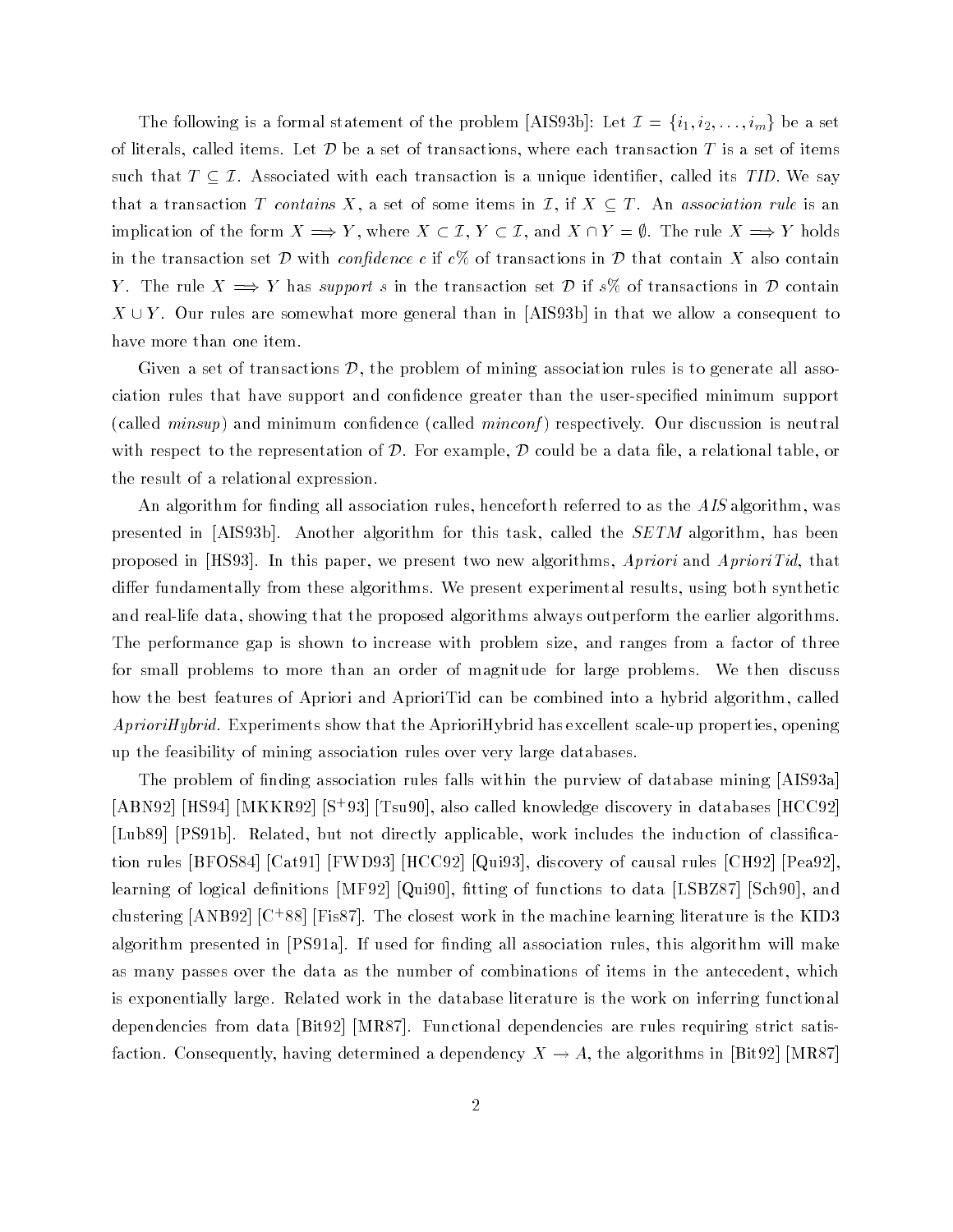The following is a formal statement of the problem [AIS93b]: Let $\mathcal{I} = \{i_1, i_2, \ldots, i_m\}$ be a set of literals, called items. Let $\mathcal{D}$ be a set of transactions, where each transaction $T$ is a set of items such that $T \subseteq \mathcal{I}$. Associated with each transaction is a unique identifier, called its *TID*. We say that a transaction $T$ *contains* $X$, a set of some items in $\mathcal{I}$, if $X \subseteq T$. An *association rule* is an implication of the form $X \Longrightarrow Y$, where $X \subset \mathcal{I}$, $Y \subset \mathcal{I}$, and $X \cap Y = \emptyset$. The rule $X \Longrightarrow Y$ holds in the transaction set $\mathcal{D}$ with *confidence c* if $c\%$ of transactions in $\mathcal{D}$ that contain $X$ also contain $Y$. The rule $X \Longrightarrow Y$ has *support s* in the transaction set $\mathcal{D}$ if $s\%$ of transactions in $\mathcal{D}$ contain $X \cup Y$. Our rules are somewhat more general than in [AIS93b] in that we allow a consequent to have more than one item.

Given a set of transactions $\mathcal{D}$, the problem of mining association rules is to generate all association rules that have support and confidence greater than the user-specified minimum support (called *minsup*) and minimum confidence (called *minconf*) respectively. Our discussion is neutral with respect to the representation of $\mathcal{D}$. For example, $\mathcal{D}$ could be a data file, a relational table, or the result of a relational expression.

An algorithm for finding all association rules, henceforth referred to as the *AIS* algorithm, was presented in [AIS93b]. Another algorithm for this task, called the *SETM* algorithm, has been proposed in [HS93]. In this paper, we present two new algorithms, *Apriori* and *AprioriTid*, that differ fundamentally from these algorithms. We present experimental results, using both synthetic and real-life data, showing that the proposed algorithms always outperform the earlier algorithms. The performance gap is shown to increase with problem size, and ranges from a factor of three for small problems to more than an order of magnitude for large problems. We then discuss how the best features of Apriori and AprioriTid can be combined into a hybrid algorithm, called *AprioriHybrid*. Experiments show that the AprioriHybrid has excellent scale-up properties, opening up the feasibility of mining association rules over very large databases.

The problem of finding association rules falls within the purview of database mining [AIS93a] [ABN92] [HS94] [MKKR92] [S$^+$93] [Tsu90], also called knowledge discovery in databases [HCC92] [Lub89] [PS91b]. Related, but not directly applicable, work includes the induction of classification rules [BFOS84] [Cat91] [FWD93] [HCC92] [Qui93], discovery of causal rules [CH92] [Pea92], learning of logical definitions [MF92] [Qui90], fitting of functions to data [LSBZ87] [Sch90], and clustering [ANB92] [C$^+$88] [Fis87]. The closest work in the machine learning literature is the KID3 algorithm presented in [PS91a]. If used for finding all association rules, this algorithm will make as many passes over the data as the number of combinations of items in the antecedent, which is exponentially large. Related work in the database literature is the work on inferring functional dependencies from data [Bit92] [MR87]. Functional dependencies are rules requiring strict satisfaction. Consequently, having determined a dependency $X \rightarrow A$, the algorithms in [Bit92] [MR87]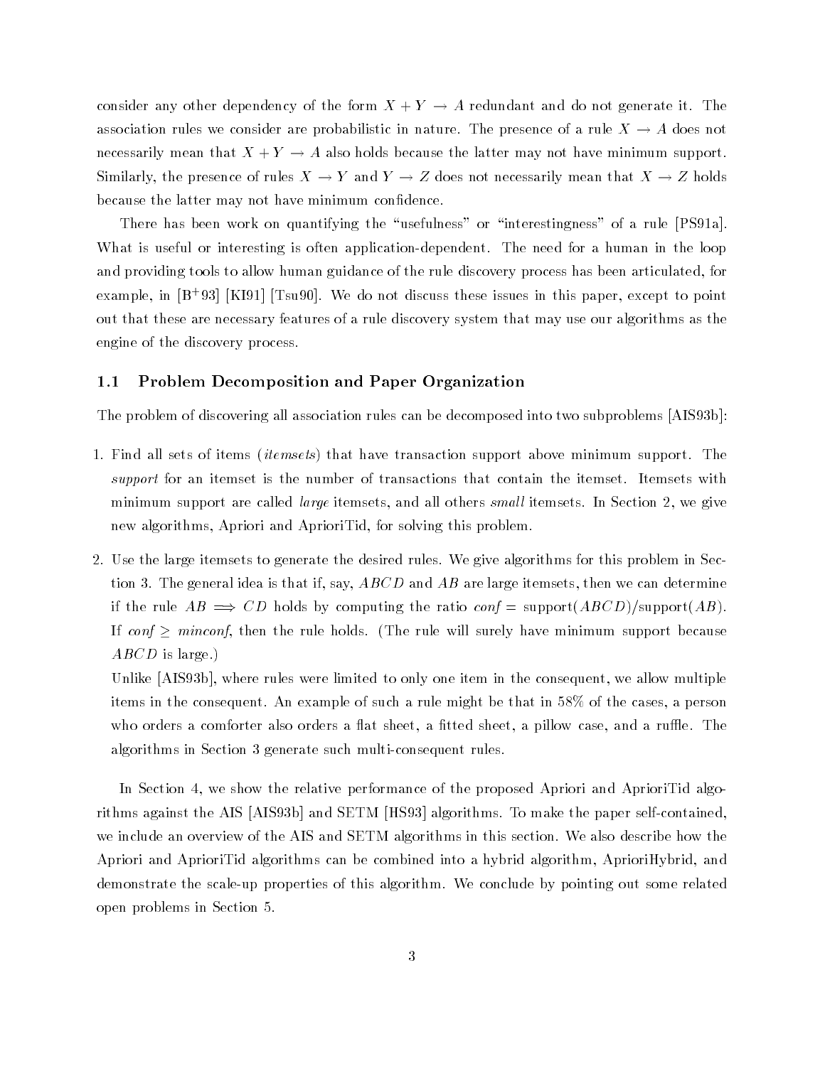consider any other dependency of the form $X + Y \rightarrow A$ redundant and do not generate it. The association rules we consider are probabilistic in nature. The presence of a rule $X \rightarrow A$ does not necessarily mean that $X + Y \rightarrow A$ also holds because the latter may not have minimum support. Similarly, the presence of rules $X \rightarrow Y$ and $Y \rightarrow Z$ does not necessarily mean that $X \rightarrow Z$ holds because the latter may not have minimum confidence.

There has been work on quantifying the "usefulness" or "interestingness" of a rule [PS91a]. What is useful or interesting is often application-dependent. The need for a human in the loop and providing tools to allow human guidance of the rule discovery process has been articulated, for example, in [B+93] [KI91] [Tsu90]. We do not discuss these issues in this paper, except to point out that these are necessary features of a rule discovery system that may use our algorithms as the engine of the discovery process.

### 1.1 Problem Decomposition and Paper Organization

The problem of discovering all association rules can be decomposed into two subproblems [AIS93b]:

1. Find all sets of items (*itemsets*) that have transaction support above minimum support. The *support* for an itemset is the number of transactions that contain the itemset. Itemsets with minimum support are called *large* itemsets, and all others *small* itemsets. In Section 2, we give new algorithms, Apriori and AprioriTid, for solving this problem.

2. Use the large itemsets to generate the desired rules. We give algorithms for this problem in Section 3. The general idea is that if, say, $ABCD$ and $AB$ are large itemsets, then we can determine if the rule $AB \Longrightarrow CD$ holds by computing the ratio *conf* = support($ABCD$)/support($AB$). If *conf* $\geq$ *minconf*, then the rule holds. (The rule will surely have minimum support because $ABCD$ is large.)

   Unlike [AIS93b], where rules were limited to only one item in the consequent, we allow multiple items in the consequent. An example of such a rule might be that in 58% of the cases, a person who orders a comforter also orders a flat sheet, a fitted sheet, a pillow case, and a ruffle. The algorithms in Section 3 generate such multi-consequent rules.

In Section 4, we show the relative performance of the proposed Apriori and AprioriTid algorithms against the AIS [AIS93b] and SETM [HS93] algorithms. To make the paper self-contained, we include an overview of the AIS and SETM algorithms in this section. We also describe how the Apriori and AprioriTid algorithms can be combined into a hybrid algorithm, AprioriHybrid, and demonstrate the scale-up properties of this algorithm. We conclude by pointing out some related open problems in Section 5.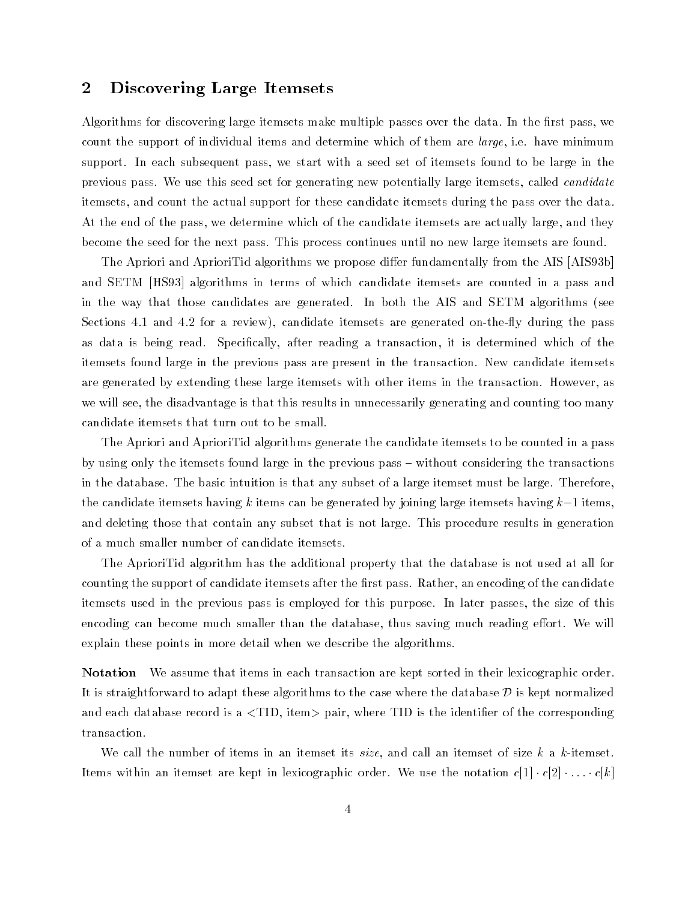## 2 Discovering Large Itemsets

Algorithms for discovering large itemsets make multiple passes over the data. In the first pass, we count the support of individual items and determine which of them are *large*, i.e. have minimum support. In each subsequent pass, we start with a seed set of itemsets found to be large in the previous pass. We use this seed set for generating new potentially large itemsets, called *candidate* itemsets, and count the actual support for these candidate itemsets during the pass over the data. At the end of the pass, we determine which of the candidate itemsets are actually large, and they become the seed for the next pass. This process continues until no new large itemsets are found.

The Apriori and AprioriTid algorithms we propose differ fundamentally from the AIS [AIS93b] and SETM [HS93] algorithms in terms of which candidate itemsets are counted in a pass and in the way that those candidates are generated. In both the AIS and SETM algorithms (see Sections 4.1 and 4.2 for a review), candidate itemsets are generated on-the-fly during the pass as data is being read. Specifically, after reading a transaction, it is determined which of the itemsets found large in the previous pass are present in the transaction. New candidate itemsets are generated by extending these large itemsets with other items in the transaction. However, as we will see, the disadvantage is that this results in unnecessarily generating and counting too many candidate itemsets that turn out to be small.

The Apriori and AprioriTid algorithms generate the candidate itemsets to be counted in a pass by using only the itemsets found large in the previous pass – without considering the transactions in the database. The basic intuition is that any subset of a large itemset must be large. Therefore, the candidate itemsets having $k$ items can be generated by joining large itemsets having $k-1$ items, and deleting those that contain any subset that is not large. This procedure results in generation of a much smaller number of candidate itemsets.

The AprioriTid algorithm has the additional property that the database is not used at all for counting the support of candidate itemsets after the first pass. Rather, an encoding of the candidate itemsets used in the previous pass is employed for this purpose. In later passes, the size of this encoding can become much smaller than the database, thus saving much reading effort. We will explain these points in more detail when we describe the algorithms.

**Notation** We assume that items in each transaction are kept sorted in their lexicographic order. It is straightforward to adapt these algorithms to the case where the database $\mathcal{D}$ is kept normalized and each database record is a <TID, item> pair, where TID is the identifier of the corresponding transaction.

We call the number of items in an itemset its *size*, and call an itemset of size $k$ a $k$-itemset. Items within an itemset are kept in lexicographic order. We use the notation $c[1] \cdot c[2] \cdot \ldots \cdot c[k]$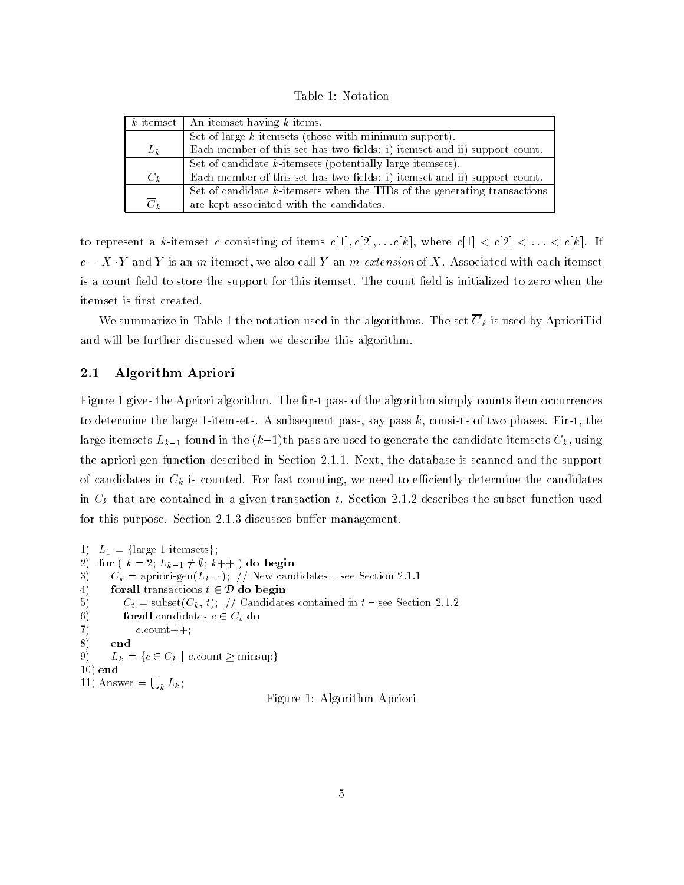Table 1: Notation

| | |
|---|---|
| $k$-itemset | An itemset having $k$ items. |
| $L_k$ | Set of large $k$-itemsets (those with minimum support). Each member of this set has two fields: i) itemset and ii) support count. |
| $C_k$ | Set of candidate $k$-itemsets (potentially large itemsets). Each member of this set has two fields: i) itemset and ii) support count. |
| $\overline{C}_k$ | Set of candidate $k$-itemsets when the TIDs of the generating transactions are kept associated with the candidates. |

to represent a $k$-itemset $c$ consisting of items $c[1], c[2], \ldots c[k]$, where $c[1] < c[2] < \ldots < c[k]$. If $c = X \cdot Y$ and $Y$ is an $m$-itemset, we also call $Y$ an *m-extension* of $X$. Associated with each itemset is a count field to store the support for this itemset. The count field is initialized to zero when the itemset is first created.

We summarize in Table 1 the notation used in the algorithms. The set $\overline{C}_k$ is used by AprioriTid and will be further discussed when we describe this algorithm.

## 2.1 Algorithm Apriori

Figure 1 gives the Apriori algorithm. The first pass of the algorithm simply counts item occurrences to determine the large 1-itemsets. A subsequent pass, say pass $k$, consists of two phases. First, the large itemsets $L_{k-1}$ found in the $(k-1)$th pass are used to generate the candidate itemsets $C_k$, using the apriori-gen function described in Section 2.1.1. Next, the database is scanned and the support of candidates in $C_k$ is counted. For fast counting, we need to efficiently determine the candidates in $C_k$ that are contained in a given transaction $t$. Section 2.1.2 describes the subset function used for this purpose. Section 2.1.3 discusses buffer management.

```
1)  L_1 = {large 1-itemsets};
2)  for ( k = 2; L_{k-1} ≠ ∅; k++ ) do begin
3)     C_k = apriori-gen(L_{k-1}); // New candidates - see Section 2.1.1
4)     forall transactions t ∈ D do begin
5)        C_t = subset(C_k, t); // Candidates contained in t - see Section 2.1.2
6)        forall candidates c ∈ C_t do
7)           c.count++;
8)     end
9)     L_k = {c ∈ C_k | c.count ≥ minsup}
10) end
11) Answer = ∪_k L_k;
```

Figure 1: Algorithm Apriori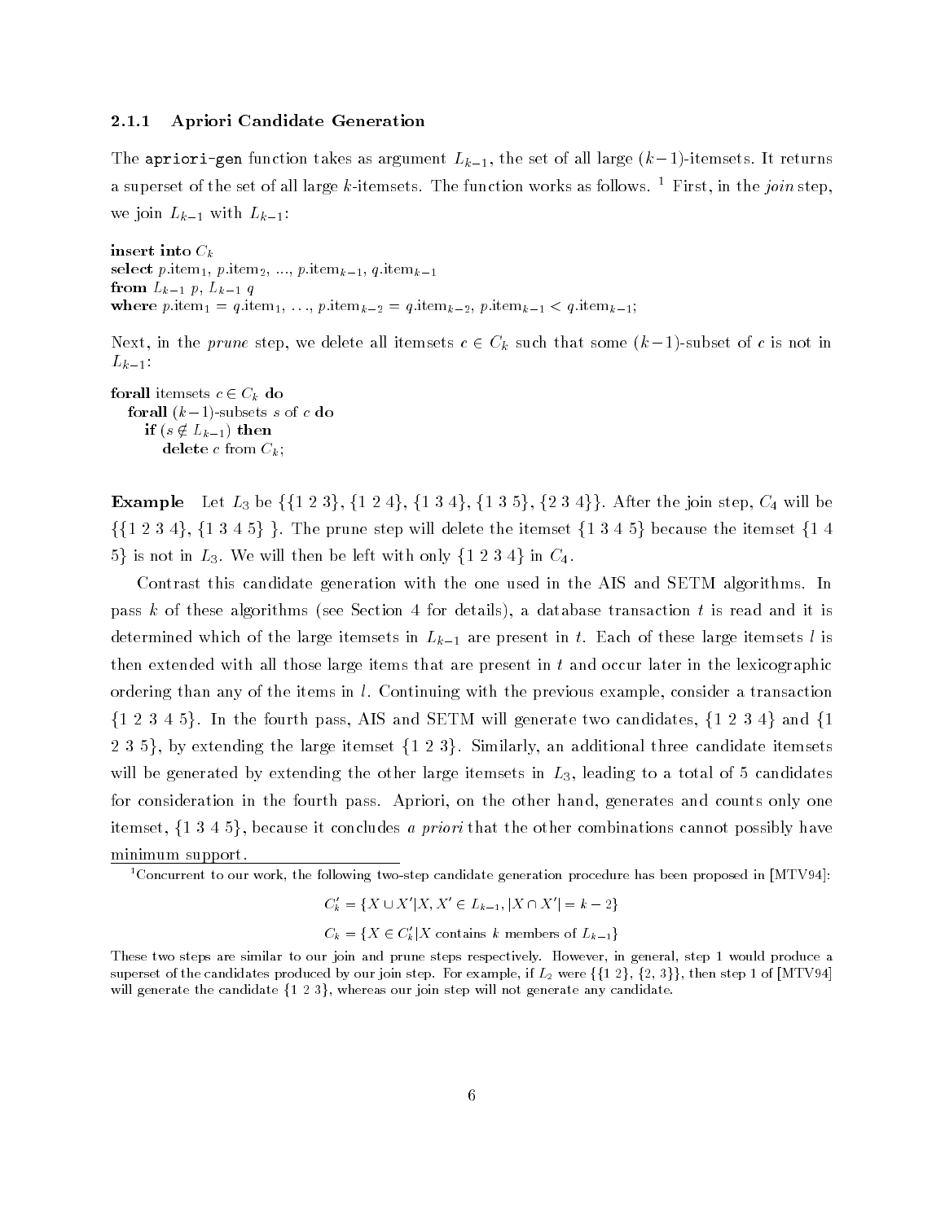### 2.1.1 Apriori Candidate Generation

The `apriori-gen` function takes as argument $L_{k-1}$, the set of all large $(k-1)$-itemsets. It returns a superset of the set of all large $k$-itemsets. The function works as follows. [1] First, in the *join* step, we join $L_{k-1}$ with $L_{k-1}$:

**insert into** $C_k$
**select** $p.\text{item}_1$, $p.\text{item}_2$, ..., $p.\text{item}_{k-1}$, $q.\text{item}_{k-1}$
**from** $L_{k-1}$ $p$, $L_{k-1}$ $q$
**where** $p.\text{item}_1 = q.\text{item}_1, \ldots, p.\text{item}_{k-2} = q.\text{item}_{k-2}, p.\text{item}_{k-1} < q.\text{item}_{k-1}$;

Next, in the *prune* step, we delete all itemsets $c \in C_k$ such that some $(k-1)$-subset of $c$ is not in $L_{k-1}$:

**forall** itemsets $c \in C_k$ **do**
  **forall** $(k-1)$-subsets $s$ of $c$ **do**
    **if** $(s \notin L_{k-1})$ **then**
      **delete** $c$ from $C_k$;

**Example** Let $L_3$ be {{1 2 3}, {1 2 4}, {1 3 4}, {1 3 5}, {2 3 4}}. After the join step, $C_4$ will be {{1 2 3 4}, {1 3 4 5} }. The prune step will delete the itemset {1 3 4 5} because the itemset {1 4 5} is not in $L_3$. We will then be left with only {1 2 3 4} in $C_4$.

Contrast this candidate generation with the one used in the AIS and SETM algorithms. In pass $k$ of these algorithms (see Section 4 for details), a database transaction $t$ is read and it is determined which of the large itemsets in $L_{k-1}$ are present in $t$. Each of these large itemsets $l$ is then extended with all those large items that are present in $t$ and occur later in the lexicographic ordering than any of the items in $l$. Continuing with the previous example, consider a transaction {1 2 3 4 5}. In the fourth pass, AIS and SETM will generate two candidates, {1 2 3 4} and {1 2 3 5}, by extending the large itemset {1 2 3}. Similarly, an additional three candidate itemsets will be generated by extending the other large itemsets in $L_3$, leading to a total of 5 candidates for consideration in the fourth pass. Apriori, on the other hand, generates and counts only one itemset, {1 3 4 5}, because it concludes *a priori* that the other combinations cannot possibly have minimum support.

---

[1] Concurrent to our work, the following two-step candidate generation procedure has been proposed in [MTV94]:

$$C'_k = \{X \cup X' | X, X' \in L_{k-1}, |X \cap X'| = k-2\}$$

$$C_k = \{X \in C'_k | X \text{ contains } k \text{ members of } L_{k-1}\}$$

These two steps are similar to our join and prune steps respectively. However, in general, step 1 would produce a superset of the candidates produced by our join step. For example, if $L_2$ were {{1 2}, {2, 3}}, then step 1 of [MTV94] will generate the candidate {1 2 3}, whereas our join step will not generate any candidate.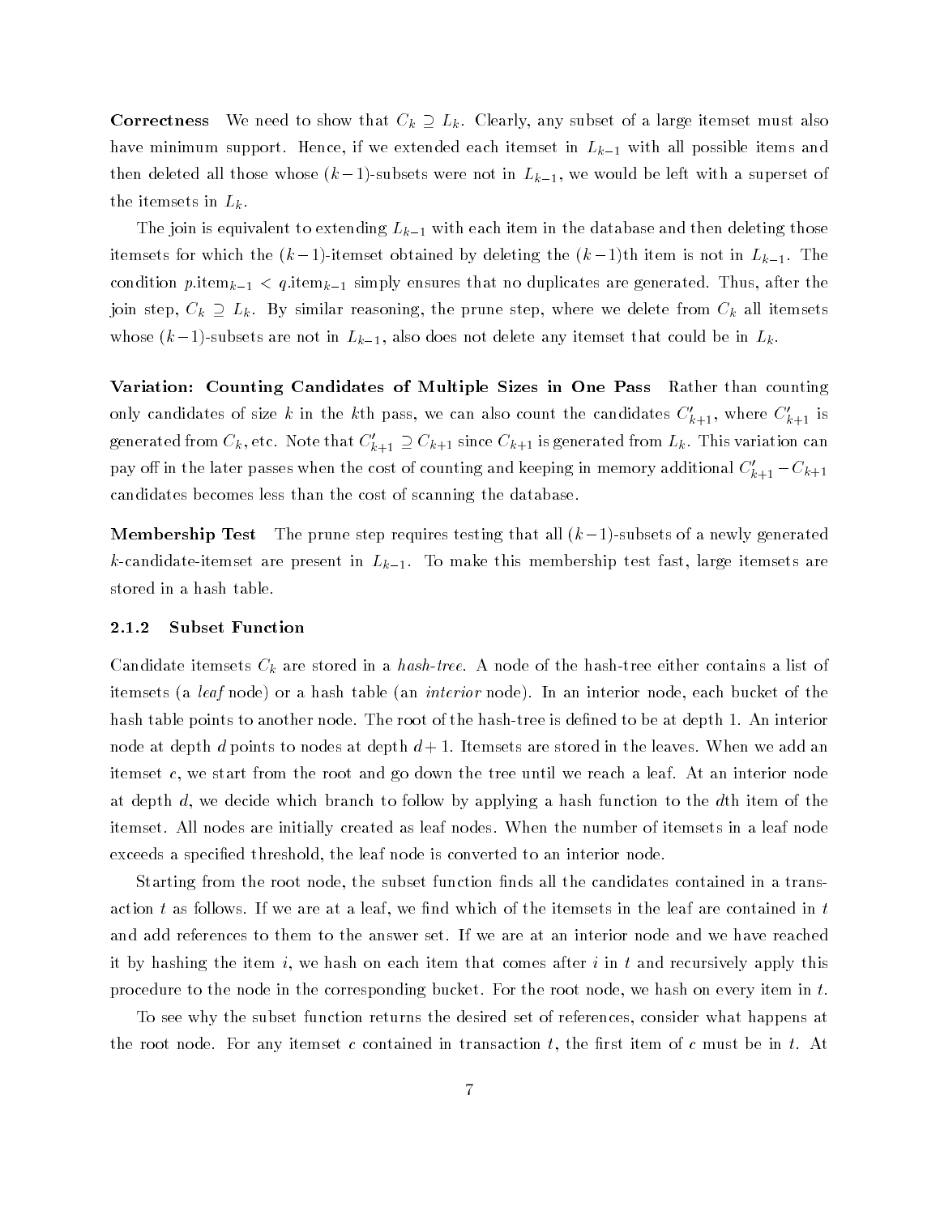**Correctness** We need to show that $C_k \supseteq L_k$. Clearly, any subset of a large itemset must also have minimum support. Hence, if we extended each itemset in $L_{k-1}$ with all possible items and then deleted all those whose $(k-1)$-subsets were not in $L_{k-1}$, we would be left with a superset of the itemsets in $L_k$.

The join is equivalent to extending $L_{k-1}$ with each item in the database and then deleting those itemsets for which the $(k-1)$-itemset obtained by deleting the $(k-1)$th item is not in $L_{k-1}$. The condition $p.\text{item}_{k-1} < q.\text{item}_{k-1}$ simply ensures that no duplicates are generated. Thus, after the join step, $C_k \supseteq L_k$. By similar reasoning, the prune step, where we delete from $C_k$ all itemsets whose $(k-1)$-subsets are not in $L_{k-1}$, also does not delete any itemset that could be in $L_k$.

**Variation: Counting Candidates of Multiple Sizes in One Pass** Rather than counting only candidates of size $k$ in the $k$th pass, we can also count the candidates $C'_{k+1}$, where $C'_{k+1}$ is generated from $C_k$, etc. Note that $C'_{k+1} \supseteq C_{k+1}$ since $C_{k+1}$ is generated from $L_k$. This variation can pay off in the later passes when the cost of counting and keeping in memory additional $C'_{k+1} - C_{k+1}$ candidates becomes less than the cost of scanning the database.

**Membership Test** The prune step requires testing that all $(k-1)$-subsets of a newly generated $k$-candidate-itemset are present in $L_{k-1}$. To make this membership test fast, large itemsets are stored in a hash table.

### 2.1.2 Subset Function

Candidate itemsets $C_k$ are stored in a *hash-tree*. A node of the hash-tree either contains a list of itemsets (a *leaf* node) or a hash table (an *interior* node). In an interior node, each bucket of the hash table points to another node. The root of the hash-tree is defined to be at depth 1. An interior node at depth $d$ points to nodes at depth $d+1$. Itemsets are stored in the leaves. When we add an itemset $c$, we start from the root and go down the tree until we reach a leaf. At an interior node at depth $d$, we decide which branch to follow by applying a hash function to the $d$th item of the itemset. All nodes are initially created as leaf nodes. When the number of itemsets in a leaf node exceeds a specified threshold, the leaf node is converted to an interior node.

Starting from the root node, the subset function finds all the candidates contained in a transaction $t$ as follows. If we are at a leaf, we find which of the itemsets in the leaf are contained in $t$ and add references to them to the answer set. If we are at an interior node and we have reached it by hashing the item $i$, we hash on each item that comes after $i$ in $t$ and recursively apply this procedure to the node in the corresponding bucket. For the root node, we hash on every item in $t$.

To see why the subset function returns the desired set of references, consider what happens at the root node. For any itemset $c$ contained in transaction $t$, the first item of $c$ must be in $t$. At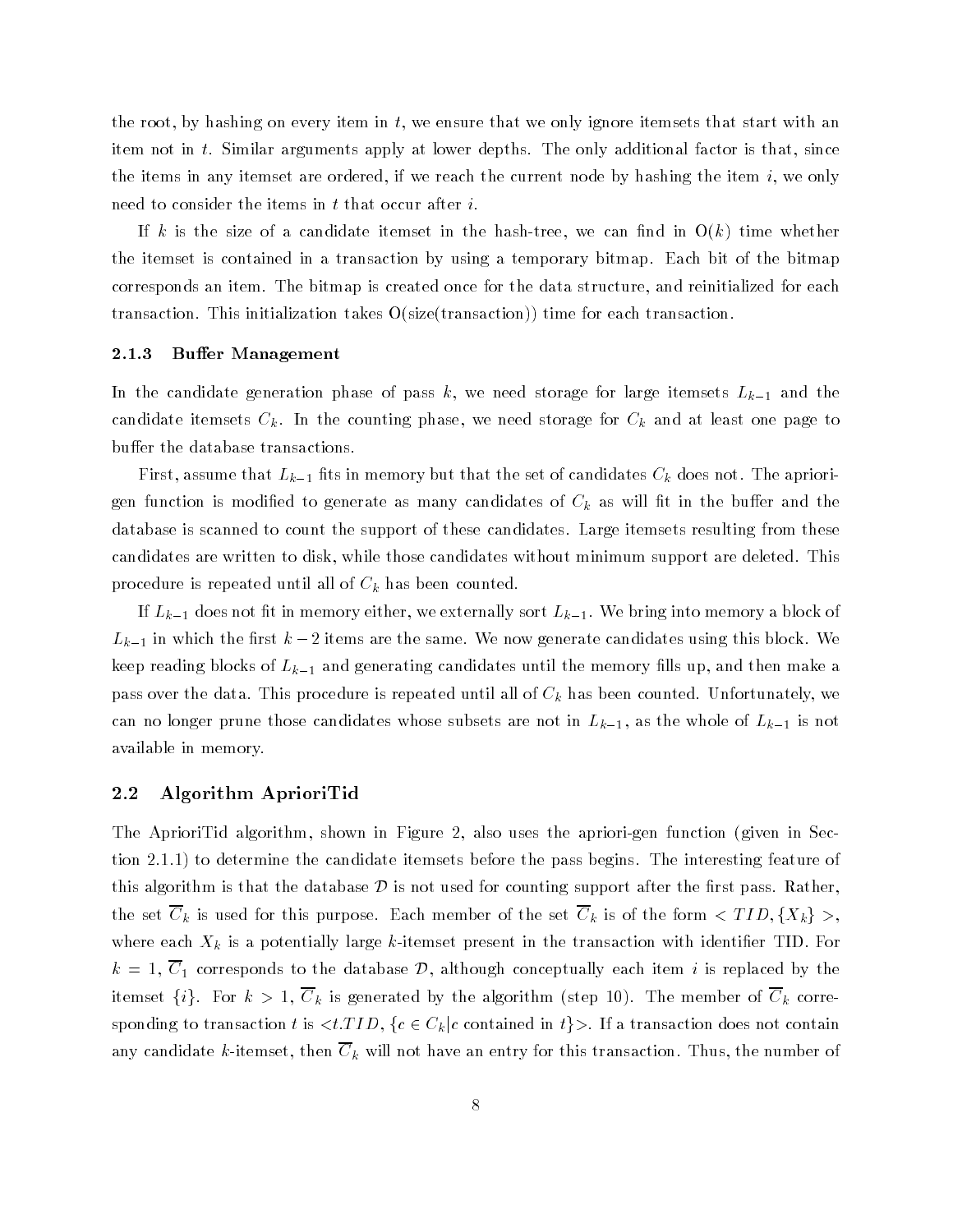the root, by hashing on every item in $t$, we ensure that we only ignore itemsets that start with an item not in $t$. Similar arguments apply at lower depths. The only additional factor is that, since the items in any itemset are ordered, if we reach the current node by hashing the item $i$, we only need to consider the items in $t$ that occur after $i$.

If $k$ is the size of a candidate itemset in the hash-tree, we can find in $O(k)$ time whether the itemset is contained in a transaction by using a temporary bitmap. Each bit of the bitmap corresponds an item. The bitmap is created once for the data structure, and reinitialized for each transaction. This initialization takes O(size(transaction)) time for each transaction.

### 2.1.3 Buffer Management

In the candidate generation phase of pass $k$, we need storage for large itemsets $L_{k-1}$ and the candidate itemsets $C_k$. In the counting phase, we need storage for $C_k$ and at least one page to buffer the database transactions.

First, assume that $L_{k-1}$ fits in memory but that the set of candidates $C_k$ does not. The apriori-gen function is modified to generate as many candidates of $C_k$ as will fit in the buffer and the database is scanned to count the support of these candidates. Large itemsets resulting from these candidates are written to disk, while those candidates without minimum support are deleted. This procedure is repeated until all of $C_k$ has been counted.

If $L_{k-1}$ does not fit in memory either, we externally sort $L_{k-1}$. We bring into memory a block of $L_{k-1}$ in which the first $k-2$ items are the same. We now generate candidates using this block. We keep reading blocks of $L_{k-1}$ and generating candidates until the memory fills up, and then make a pass over the data. This procedure is repeated until all of $C_k$ has been counted. Unfortunately, we can no longer prune those candidates whose subsets are not in $L_{k-1}$, as the whole of $L_{k-1}$ is not available in memory.

## 2.2 Algorithm AprioriTid

The AprioriTid algorithm, shown in Figure 2, also uses the apriori-gen function (given in Section 2.1.1) to determine the candidate itemsets before the pass begins. The interesting feature of this algorithm is that the database $\mathcal{D}$ is not used for counting support after the first pass. Rather, the set $\overline{C}_k$ is used for this purpose. Each member of the set $\overline{C}_k$ is of the form $< TID, \{X_k\} >$, where each $X_k$ is a potentially large $k$-itemset present in the transaction with identifier TID. For $k = 1$, $\overline{C}_1$ corresponds to the database $\mathcal{D}$, although conceptually each item $i$ is replaced by the itemset $\{i\}$. For $k > 1$, $\overline{C}_k$ is generated by the algorithm (step 10). The member of $\overline{C}_k$ corresponding to transaction $t$ is $<t.TID, \{c \in C_k | c \text{ contained in } t\}>$. If a transaction does not contain any candidate $k$-itemset, then $\overline{C}_k$ will not have an entry for this transaction. Thus, the number of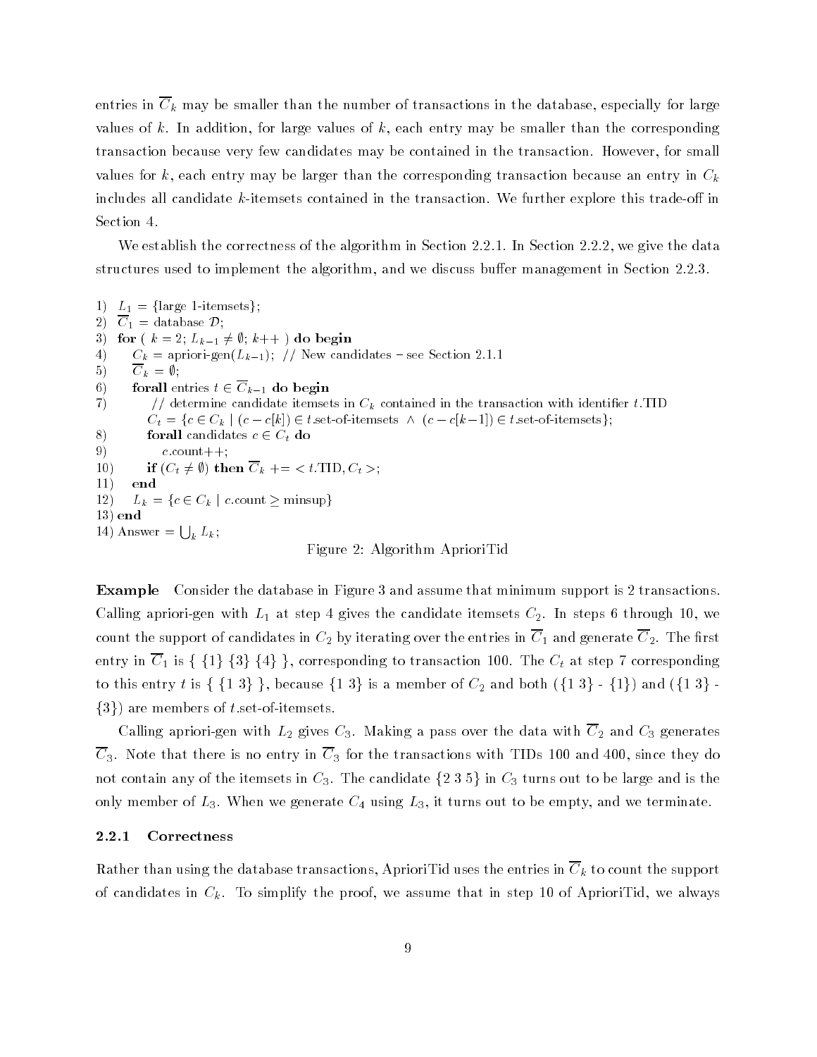entries in $\overline{C}_k$ may be smaller than the number of transactions in the database, especially for large values of $k$. In addition, for large values of $k$, each entry may be smaller than the corresponding transaction because very few candidates may be contained in the transaction. However, for small values for $k$, each entry may be larger than the corresponding transaction because an entry in $C_k$ includes all candidate $k$-itemsets contained in the transaction. We further explore this trade-off in Section 4.

We establish the correctness of the algorithm in Section 2.2.1. In Section 2.2.2, we give the data structures used to implement the algorithm, and we discuss buffer management in Section 2.2.3.

```
1)  L_1 = {large 1-itemsets};
2)  C̄_1 = database D;
3)  for ( k = 2; L_{k-1} ≠ ∅; k++ ) do begin
4)      C_k = apriori-gen(L_{k-1}); // New candidates - see Section 2.1.1
5)      C̄_k = ∅;
6)      forall entries t ∈ C̄_{k-1} do begin
7)          // determine candidate itemsets in C_k contained in the transaction with identifier t.TID
            C_t = {c ∈ C_k | (c − c[k]) ∈ t.set-of-itemsets ∧ (c − c[k−1]) ∈ t.set-of-itemsets};
8)          forall candidates c ∈ C_t do
9)              c.count++;
10)         if (C_t ≠ ∅) then C̄_k += < t.TID, C_t >;
11)     end
12)     L_k = {c ∈ C_k | c.count ≥ minsup}
13) end
14) Answer = ⋃_k L_k;
```

Figure 2: Algorithm AprioriTid

**Example** Consider the database in Figure 3 and assume that minimum support is 2 transactions. Calling apriori-gen with $L_1$ at step 4 gives the candidate itemsets $C_2$. In steps 6 through 10, we count the support of candidates in $C_2$ by iterating over the entries in $\overline{C}_1$ and generate $\overline{C}_2$. The first entry in $\overline{C}_1$ is { {1} {3} {4} }, corresponding to transaction 100. The $C_t$ at step 7 corresponding to this entry $t$ is { {1 3} }, because {1 3} is a member of $C_2$ and both ({1 3} - {1}) and ({1 3} - {3}) are members of $t$.set-of-itemsets.

Calling apriori-gen with $L_2$ gives $C_3$. Making a pass over the data with $\overline{C}_2$ and $C_3$ generates $\overline{C}_3$. Note that there is no entry in $\overline{C}_3$ for the transactions with TIDs 100 and 400, since they do not contain any of the itemsets in $C_3$. The candidate {2 3 5} in $C_3$ turns out to be large and is the only member of $L_3$. When we generate $C_4$ using $L_3$, it turns out to be empty, and we terminate.

### 2.2.1 Correctness

Rather than using the database transactions, AprioriTid uses the entries in $\overline{C}_k$ to count the support of candidates in $C_k$. To simplify the proof, we assume that in step 10 of AprioriTid, we always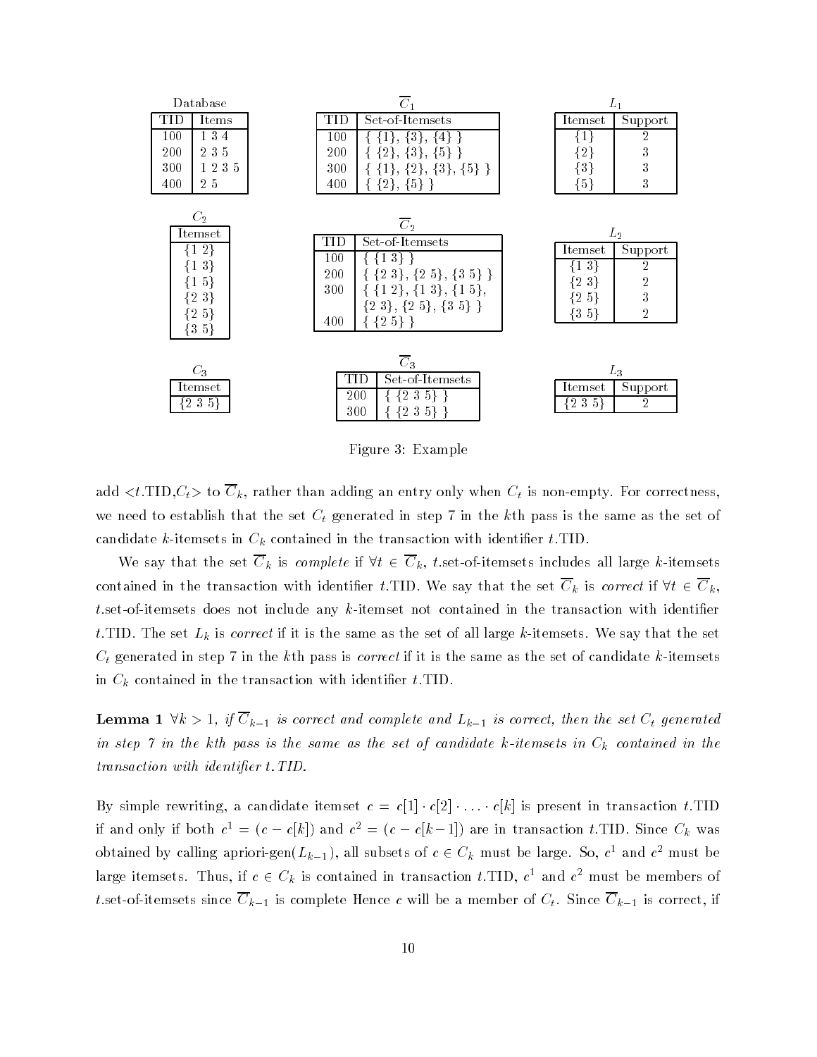**Database**

| TID | Items |
|---|---|
| 100 | 1 3 4 |
| 200 | 2 3 5 |
| 300 | 1 2 3 5 |
| 400 | 2 5 |

$\overline{C}_1$

| TID | Set-of-Itemsets |
|---|---|
| 100 | { {1}, {3}, {4} } |
| 200 | { {2}, {3}, {5} } |
| 300 | { {1}, {2}, {3}, {5} } |
| 400 | { {2}, {5} } |

$L_1$

| Itemset | Support |
|---|---|
| {1} | 2 |
| {2} | 3 |
| {3} | 3 |
| {5} | 3 |

$C_2$

| Itemset |
|---|
| {1 2} |
| {1 3} |
| {1 5} |
| {2 3} |
| {2 5} |
| {3 5} |

$\overline{C}_2$

| TID | Set-of-Itemsets |
|---|---|
| 100 | { {1 3} } |
| 200 | { {2 3}, {2 5}, {3 5} } |
| 300 | { {1 2}, {1 3}, {1 5}, {2 3}, {2 5}, {3 5} } |
| 400 | { {2 5} } |

$L_2$

| Itemset | Support |
|---|---|
| {1 3} | 2 |
| {2 3} | 2 |
| {2 5} | 3 |
| {3 5} | 2 |

$C_3$

| Itemset |
|---|
| {2 3 5} |

$\overline{C}_3$

| TID | Set-of-Itemsets |
|---|---|
| 200 | { {2 3 5} } |
| 300 | { {2 3 5} } |

$L_3$

| Itemset | Support |
|---|---|
| {2 3 5} | 2 |

Figure 3: Example

add $<t.\text{TID}, C_t>$ to $\overline{C}_k$, rather than adding an entry only when $C_t$ is non-empty. For correctness, we need to establish that the set $C_t$ generated in step 7 in the $k$th pass is the same as the set of candidate $k$-itemsets in $C_k$ contained in the transaction with identifier $t$.TID.

We say that the set $\overline{C}_k$ is *complete* if $\forall t \in \overline{C}_k$, $t$.set-of-itemsets includes all large $k$-itemsets contained in the transaction with identifier $t$.TID. We say that the set $\overline{C}_k$ is *correct* if $\forall t \in \overline{C}_k$, $t$.set-of-itemsets does not include any $k$-itemset not contained in the transaction with identifier $t$.TID. The set $L_k$ is *correct* if it is the same as the set of all large $k$-itemsets. We say that the set $C_t$ generated in step 7 in the $k$th pass is *correct* if it is the same as the set of candidate $k$-itemsets in $C_k$ contained in the transaction with identifier $t$.TID.

**Lemma 1** *$\forall k > 1$, if $\overline{C}_{k-1}$ is correct and complete and $L_{k-1}$ is correct, then the set $C_t$ generated in step 7 in the $k$th pass is the same as the set of candidate $k$-itemsets in $C_k$ contained in the transaction with identifier $t$.TID.*

By simple rewriting, a candidate itemset $c = c[1] \cdot c[2] \cdot \ldots \cdot c[k]$ is present in transaction $t$.TID if and only if both $c^1 = (c - c[k])$ and $c^2 = (c - c[k-1])$ are in transaction $t$.TID. Since $C_k$ was obtained by calling apriori-gen($L_{k-1}$), all subsets of $c \in C_k$ must be large. So, $c^1$ and $c^2$ must be large itemsets. Thus, if $c \in C_k$ is contained in transaction $t$.TID, $c^1$ and $c^2$ must be members of $t$.set-of-itemsets since $\overline{C}_{k-1}$ is complete Hence $c$ will be a member of $C_t$. Since $\overline{C}_{k-1}$ is correct, if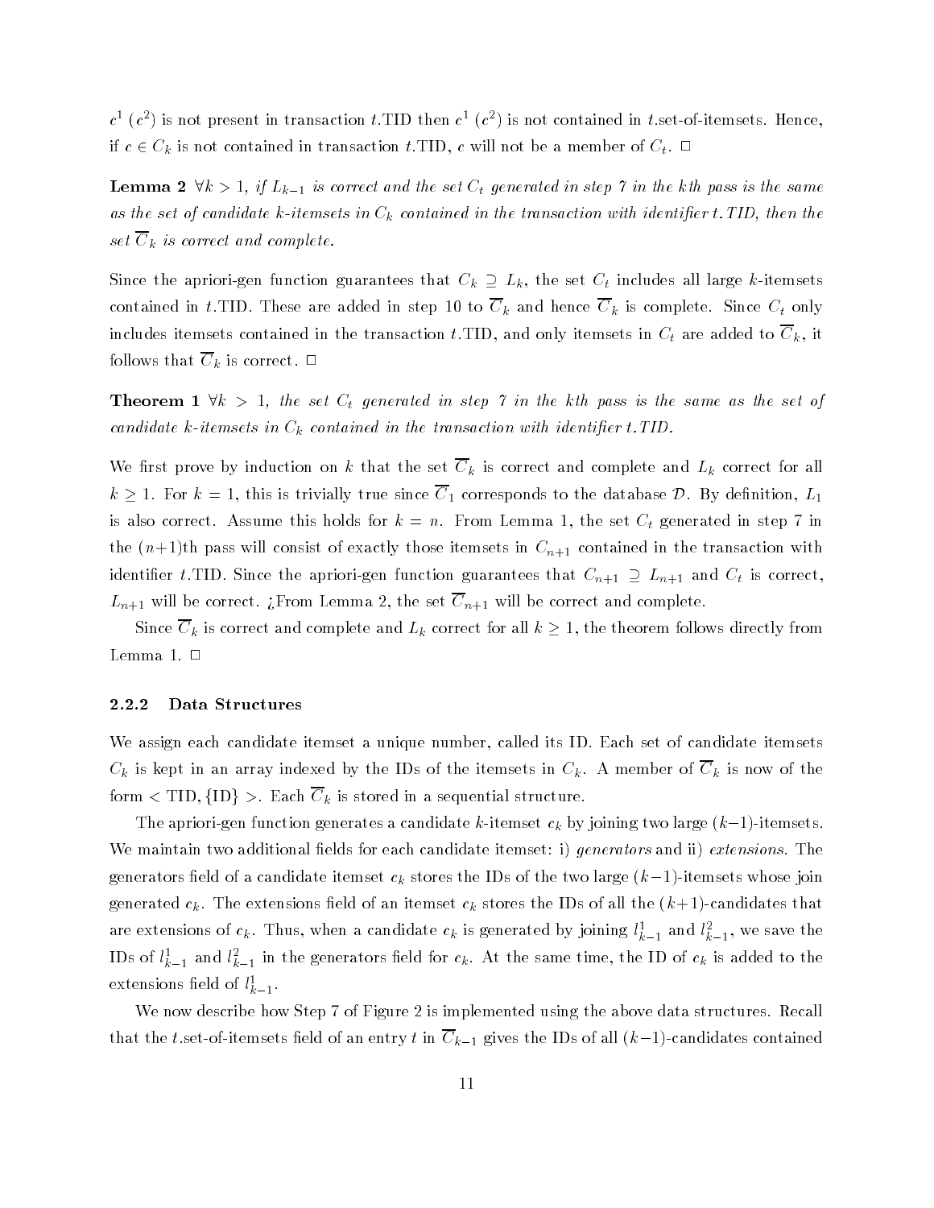$c^1$ ($c^2$) is not present in transaction $t$.TID then $c^1$ ($c^2$) is not contained in $t$.set-of-itemsets. Hence, if $c \in C_k$ is not contained in transaction $t$.TID, $c$ will not be a member of $C_t$. □

**Lemma 2** *$\forall k > 1$, if $L_{k-1}$ is correct and the set $C_t$ generated in step 7 in the kth pass is the same as the set of candidate k-itemsets in $C_k$ contained in the transaction with identifier t.TID, then the set $\overline{C}_k$ is correct and complete.*

Since the apriori-gen function guarantees that $C_k \supseteq L_k$, the set $C_t$ includes all large $k$-itemsets contained in $t$.TID. These are added in step 10 to $\overline{C}_k$ and hence $\overline{C}_k$ is complete. Since $C_t$ only includes itemsets contained in the transaction $t$.TID, and only itemsets in $C_t$ are added to $\overline{C}_k$, it follows that $\overline{C}_k$ is correct. □

**Theorem 1** *$\forall k > 1$, the set $C_t$ generated in step 7 in the kth pass is the same as the set of candidate k-itemsets in $C_k$ contained in the transaction with identifier t.TID.*

We first prove by induction on $k$ that the set $\overline{C}_k$ is correct and complete and $L_k$ correct for all $k \geq 1$. For $k = 1$, this is trivially true since $\overline{C}_1$ corresponds to the database $\mathcal{D}$. By definition, $L_1$ is also correct. Assume this holds for $k = n$. From Lemma 1, the set $C_t$ generated in step 7 in the ($n$+1)th pass will consist of exactly those itemsets in $C_{n+1}$ contained in the transaction with identifier $t$.TID. Since the apriori-gen function guarantees that $C_{n+1} \supseteq L_{n+1}$ and $C_t$ is correct, $L_{n+1}$ will be correct. ¿From Lemma 2, the set $\overline{C}_{n+1}$ will be correct and complete.

Since $\overline{C}_k$ is correct and complete and $L_k$ correct for all $k \geq 1$, the theorem follows directly from Lemma 1. □

### 2.2.2 Data Structures

We assign each candidate itemset a unique number, called its ID. Each set of candidate itemsets $C_k$ is kept in an array indexed by the IDs of the itemsets in $C_k$. A member of $\overline{C}_k$ is now of the form $<$ TID, {ID} $>$. Each $\overline{C}_k$ is stored in a sequential structure.

The apriori-gen function generates a candidate $k$-itemset $c_k$ by joining two large ($k$−1)-itemsets. We maintain two additional fields for each candidate itemset: i) *generators* and ii) *extensions*. The generators field of a candidate itemset $c_k$ stores the IDs of the two large ($k$−1)-itemsets whose join generated $c_k$. The extensions field of an itemset $c_k$ stores the IDs of all the ($k$+1)-candidates that are extensions of $c_k$. Thus, when a candidate $c_k$ is generated by joining $l^1_{k-1}$ and $l^2_{k-1}$, we save the IDs of $l^1_{k-1}$ and $l^2_{k-1}$ in the generators field for $c_k$. At the same time, the ID of $c_k$ is added to the extensions field of $l^1_{k-1}$.

We now describe how Step 7 of Figure 2 is implemented using the above data structures. Recall that the $t$.set-of-itemsets field of an entry $t$ in $\overline{C}_{k-1}$ gives the IDs of all ($k$−1)-candidates contained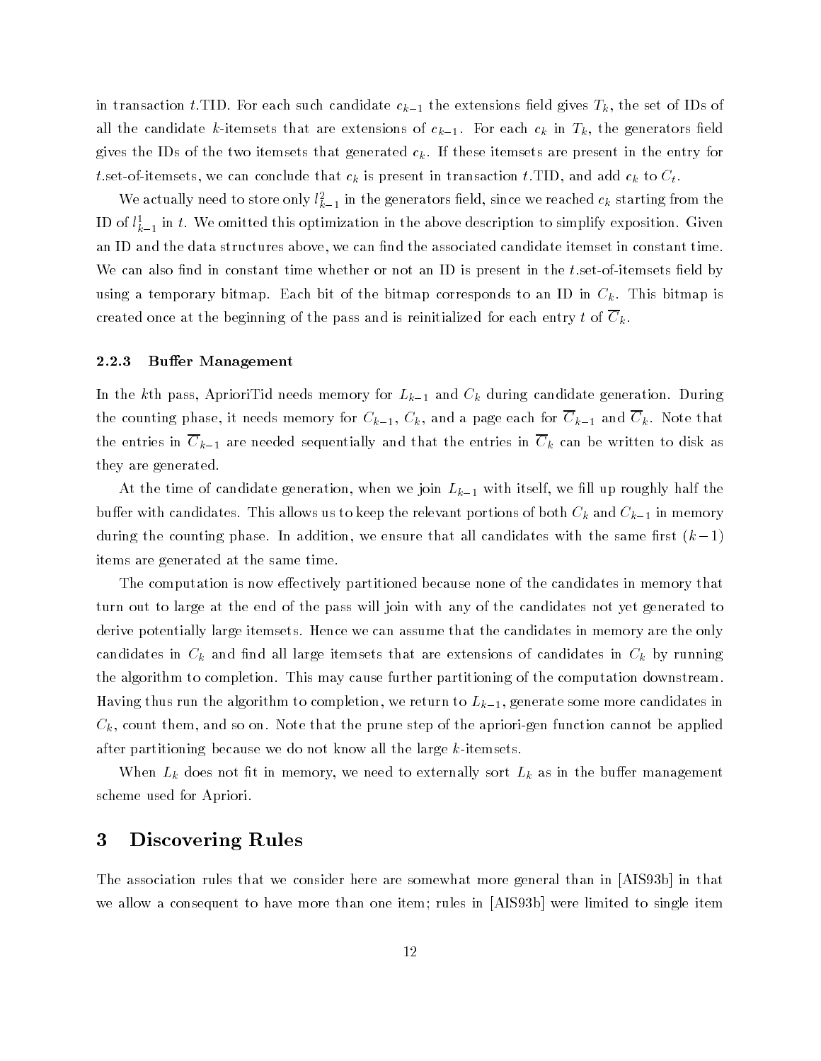in transaction $t$.TID. For each such candidate $c_{k-1}$ the extensions field gives $T_k$, the set of IDs of all the candidate $k$-itemsets that are extensions of $c_{k-1}$. For each $c_k$ in $T_k$, the generators field gives the IDs of the two itemsets that generated $c_k$. If these itemsets are present in the entry for $t$.set-of-itemsets, we can conclude that $c_k$ is present in transaction $t$.TID, and add $c_k$ to $C_t$.

We actually need to store only $l^2_{k-1}$ in the generators field, since we reached $c_k$ starting from the ID of $l^1_{k-1}$ in $t$. We omitted this optimization in the above description to simplify exposition. Given an ID and the data structures above, we can find the associated candidate itemset in constant time. We can also find in constant time whether or not an ID is present in the $t$.set-of-itemsets field by using a temporary bitmap. Each bit of the bitmap corresponds to an ID in $C_k$. This bitmap is created once at the beginning of the pass and is reinitialized for each entry $t$ of $\overline{C}_k$.

#### 2.2.3 Buffer Management

In the $k$th pass, AprioriTid needs memory for $L_{k-1}$ and $C_k$ during candidate generation. During the counting phase, it needs memory for $C_{k-1}$, $C_k$, and a page each for $\overline{C}_{k-1}$ and $\overline{C}_k$. Note that the entries in $\overline{C}_{k-1}$ are needed sequentially and that the entries in $\overline{C}_k$ can be written to disk as they are generated.

At the time of candidate generation, when we join $L_{k-1}$ with itself, we fill up roughly half the buffer with candidates. This allows us to keep the relevant portions of both $C_k$ and $C_{k-1}$ in memory during the counting phase. In addition, we ensure that all candidates with the same first $(k-1)$ items are generated at the same time.

The computation is now effectively partitioned because none of the candidates in memory that turn out to large at the end of the pass will join with any of the candidates not yet generated to derive potentially large itemsets. Hence we can assume that the candidates in memory are the only candidates in $C_k$ and find all large itemsets that are extensions of candidates in $C_k$ by running the algorithm to completion. This may cause further partitioning of the computation downstream. Having thus run the algorithm to completion, we return to $L_{k-1}$, generate some more candidates in $C_k$, count them, and so on. Note that the prune step of the apriori-gen function cannot be applied after partitioning because we do not know all the large $k$-itemsets.

When $L_k$ does not fit in memory, we need to externally sort $L_k$ as in the buffer management scheme used for Apriori.

## 3 Discovering Rules

The association rules that we consider here are somewhat more general than in [AIS93b] in that we allow a consequent to have more than one item; rules in [AIS93b] were limited to single item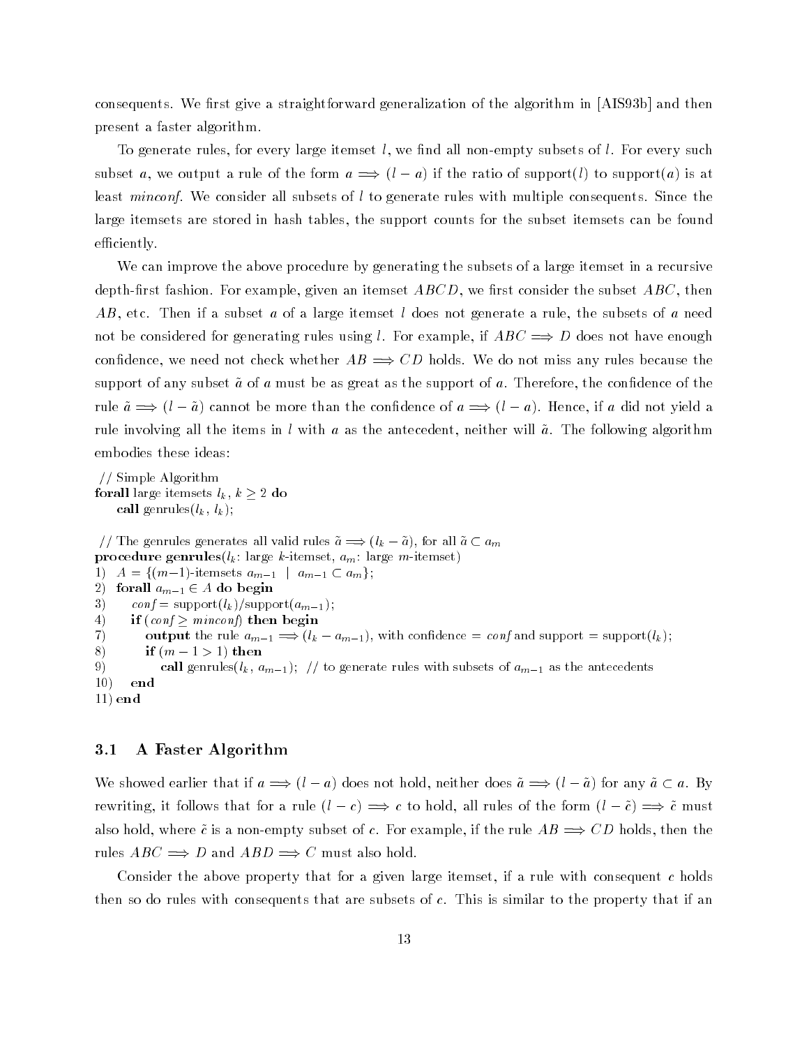consequents. We first give a straightforward generalization of the algorithm in [AIS93b] and then present a faster algorithm.

To generate rules, for every large itemset $l$, we find all non-empty subsets of $l$. For every such subset $a$, we output a rule of the form $a \Longrightarrow (l - a)$ if the ratio of support($l$) to support($a$) is at least *minconf*. We consider all subsets of $l$ to generate rules with multiple consequents. Since the large itemsets are stored in hash tables, the support counts for the subset itemsets can be found efficiently.

We can improve the above procedure by generating the subsets of a large itemset in a recursive depth-first fashion. For example, given an itemset $ABCD$, we first consider the subset $ABC$, then $AB$, etc. Then if a subset $a$ of a large itemset $l$ does not generate a rule, the subsets of $a$ need not be considered for generating rules using $l$. For example, if $ABC \Longrightarrow D$ does not have enough confidence, we need not check whether $AB \Longrightarrow CD$ holds. We do not miss any rules because the support of any subset $\tilde{a}$ of $a$ must be as great as the support of $a$. Therefore, the confidence of the rule $\tilde{a} \Longrightarrow (l - \tilde{a})$ cannot be more than the confidence of $a \Longrightarrow (l - a)$. Hence, if $a$ did not yield a rule involving all the items in $l$ with $a$ as the antecedent, neither will $\tilde{a}$. The following algorithm embodies these ideas:

```
// Simple Algorithm
forall large itemsets l_k, k >= 2 do
    call genrules(l_k, l_k);

// The genrules generates all valid rules ã ==> (l_k - ã), for all ã ⊂ a_m
procedure genrules(l_k: large k-itemset, a_m: large m-itemset)
1)  A = {(m-1)-itemsets a_{m-1} | a_{m-1} ⊂ a_m};
2)  forall a_{m-1} ∈ A do begin
3)     conf = support(l_k)/support(a_{m-1});
4)     if (conf >= minconf) then begin
7)        output the rule a_{m-1} ==> (l_k - a_{m-1}), with confidence = conf and support = support(l_k);
8)        if (m - 1 > 1) then
9)           call genrules(l_k, a_{m-1});  // to generate rules with subsets of a_{m-1} as the antecedents
10)    end
11) end
```

### 3.1 A Faster Algorithm

We showed earlier that if $a \Longrightarrow (l - a)$ does not hold, neither does $\tilde{a} \Longrightarrow (l - \tilde{a})$ for any $\tilde{a} \subset a$. By rewriting, it follows that for a rule $(l - c) \Longrightarrow c$ to hold, all rules of the form $(l - \tilde{c}) \Longrightarrow \tilde{c}$ must also hold, where $\tilde{c}$ is a non-empty subset of $c$. For example, if the rule $AB \Longrightarrow CD$ holds, then the rules $ABC \Longrightarrow D$ and $ABD \Longrightarrow C$ must also hold.

Consider the above property that for a given large itemset, if a rule with consequent $c$ holds then so do rules with consequents that are subsets of $c$. This is similar to the property that if an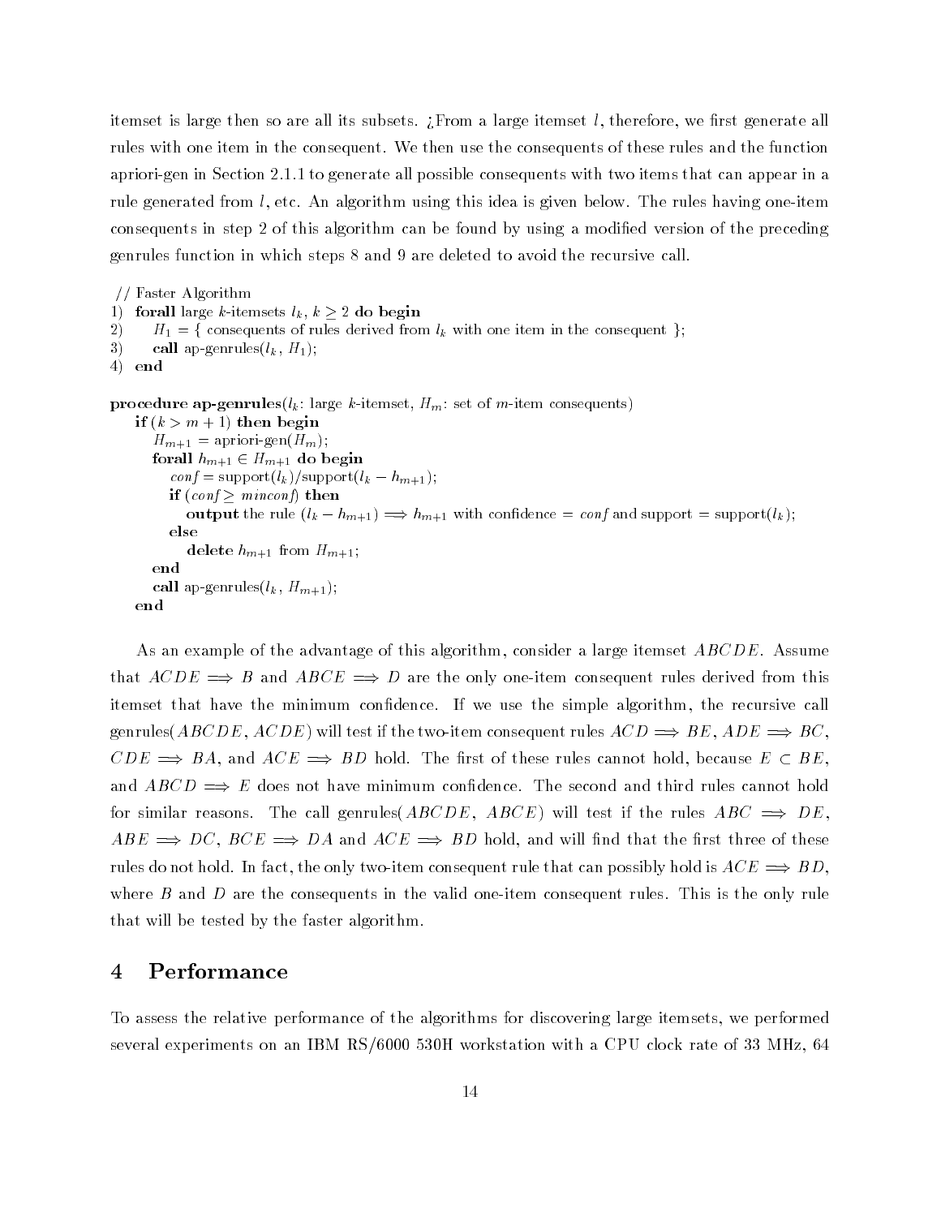itemset is large then so are all its subsets. ¿From a large itemset $l$, therefore, we first generate all rules with one item in the consequent. We then use the consequents of these rules and the function apriori-gen in Section 2.1.1 to generate all possible consequents with two items that can appear in a rule generated from $l$, etc. An algorithm using this idea is given below. The rules having one-item consequents in step 2 of this algorithm can be found by using a modified version of the preceding genrules function in which steps 8 and 9 are deleted to avoid the recursive call.

```
// Faster Algorithm
1) forall large k-itemsets l_k, k ≥ 2 do begin
2)     H_1 = { consequents of rules derived from l_k with one item in the consequent };
3)     call ap-genrules(l_k, H_1);
4) end

procedure ap-genrules(l_k: large k-itemset, H_m: set of m-item consequents)
    if (k > m + 1) then begin
        H_{m+1} = apriori-gen(H_m);
        forall h_{m+1} ∈ H_{m+1} do begin
            conf = support(l_k)/support(l_k − h_{m+1});
            if (conf ≥ minconf) then
                output the rule (l_k − h_{m+1}) ⟹ h_{m+1} with confidence = conf and support = support(l_k);
            else
                delete h_{m+1} from H_{m+1};
        end
        call ap-genrules(l_k, H_{m+1});
    end
```

As an example of the advantage of this algorithm, consider a large itemset $ABCDE$. Assume that $ACDE \Longrightarrow B$ and $ABCE \Longrightarrow D$ are the only one-item consequent rules derived from this itemset that have the minimum confidence. If we use the simple algorithm, the recursive call genrules($ABCDE$, $ACDE$) will test if the two-item consequent rules $ACD \Longrightarrow BE$, $ADE \Longrightarrow BC$, $CDE \Longrightarrow BA$, and $ACE \Longrightarrow BD$ hold. The first of these rules cannot hold, because $E \subset BE$, and $ABCD \Longrightarrow E$ does not have minimum confidence. The second and third rules cannot hold for similar reasons. The call genrules($ABCDE$, $ABCE$) will test if the rules $ABC \Longrightarrow DE$, $ABE \Longrightarrow DC$, $BCE \Longrightarrow DA$ and $ACE \Longrightarrow BD$ hold, and will find that the first three of these rules do not hold. In fact, the only two-item consequent rule that can possibly hold is $ACE \Longrightarrow BD$, where $B$ and $D$ are the consequents in the valid one-item consequent rules. This is the only rule that will be tested by the faster algorithm.

## 4 Performance

To assess the relative performance of the algorithms for discovering large itemsets, we performed several experiments on an IBM RS/6000 530H workstation with a CPU clock rate of 33 MHz, 64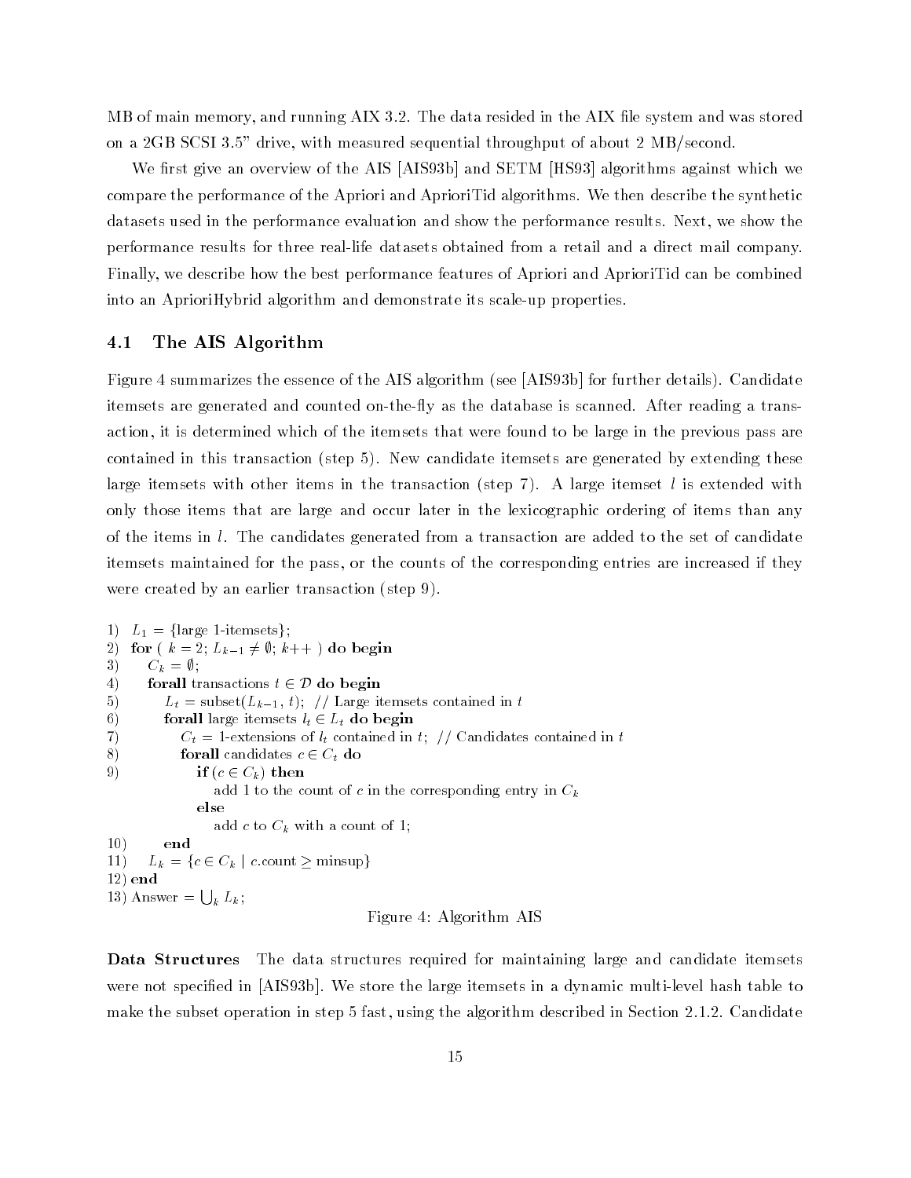MB of main memory, and running AIX 3.2. The data resided in the AIX file system and was stored on a 2GB SCSI 3.5" drive, with measured sequential throughput of about 2 MB/second.

We first give an overview of the AIS [AIS93b] and SETM [HS93] algorithms against which we compare the performance of the Apriori and AprioriTid algorithms. We then describe the synthetic datasets used in the performance evaluation and show the performance results. Next, we show the performance results for three real-life datasets obtained from a retail and a direct mail company. Finally, we describe how the best performance features of Apriori and AprioriTid can be combined into an AprioriHybrid algorithm and demonstrate its scale-up properties.

## 4.1 The AIS Algorithm

Figure 4 summarizes the essence of the AIS algorithm (see [AIS93b] for further details). Candidate itemsets are generated and counted on-the-fly as the database is scanned. After reading a transaction, it is determined which of the itemsets that were found to be large in the previous pass are contained in this transaction (step 5). New candidate itemsets are generated by extending these large itemsets with other items in the transaction (step 7). A large itemset $l$ is extended with only those items that are large and occur later in the lexicographic ordering of items than any of the items in $l$. The candidates generated from a transaction are added to the set of candidate itemsets maintained for the pass, or the counts of the corresponding entries are increased if they were created by an earlier transaction (step 9).

```
1)  L_1 = {large 1-itemsets};
2)  for ( k = 2; L_{k-1} ≠ ∅; k++ ) do begin
3)     C_k = ∅;
4)     forall transactions t ∈ D do begin
5)        L_t = subset(L_{k-1}, t);  // Large itemsets contained in t
6)        forall large itemsets l_t ∈ L_t do begin
7)           C_t = 1-extensions of l_t contained in t;  // Candidates contained in t
8)           forall candidates c ∈ C_t do
9)              if (c ∈ C_k) then
                   add 1 to the count of c in the corresponding entry in C_k
                else
                   add c to C_k with a count of 1;
10)       end
11)    L_k = {c ∈ C_k | c.count ≥ minsup}
12) end
13) Answer = ⋃_k L_k;
```

Figure 4: Algorithm AIS

**Data Structures** The data structures required for maintaining large and candidate itemsets were not specified in [AIS93b]. We store the large itemsets in a dynamic multi-level hash table to make the subset operation in step 5 fast, using the algorithm described in Section 2.1.2. Candidate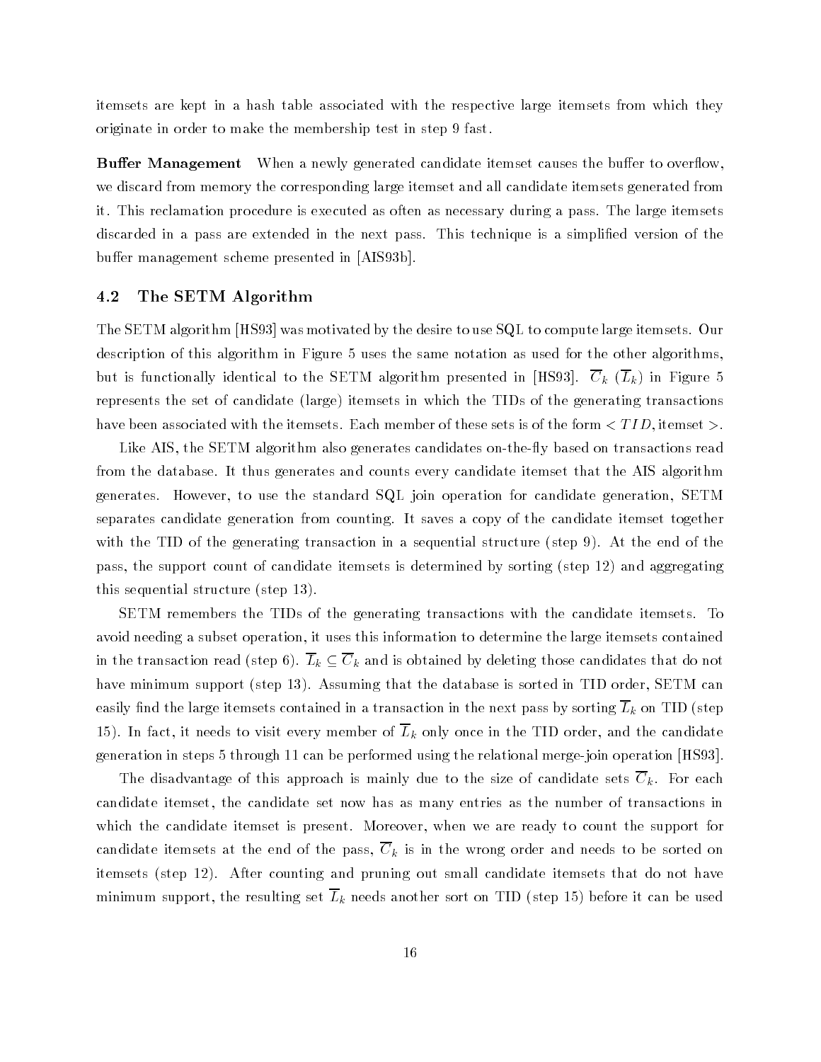itemsets are kept in a hash table associated with the respective large itemsets from which they originate in order to make the membership test in step 9 fast.

**Buffer Management** When a newly generated candidate itemset causes the buffer to overflow, we discard from memory the corresponding large itemset and all candidate itemsets generated from it. This reclamation procedure is executed as often as necessary during a pass. The large itemsets discarded in a pass are extended in the next pass. This technique is a simplified version of the buffer management scheme presented in [AIS93b].

### 4.2 The SETM Algorithm

The SETM algorithm [HS93] was motivated by the desire to use SQL to compute large itemsets. Our description of this algorithm in Figure 5 uses the same notation as used for the other algorithms, but is functionally identical to the SETM algorithm presented in [HS93]. $\overline{C}_k$ ($\overline{L}_k$) in Figure 5 represents the set of candidate (large) itemsets in which the TIDs of the generating transactions have been associated with the itemsets. Each member of these sets is of the form $< TID, \text{itemset} >$.

Like AIS, the SETM algorithm also generates candidates on-the-fly based on transactions read from the database. It thus generates and counts every candidate itemset that the AIS algorithm generates. However, to use the standard SQL join operation for candidate generation, SETM separates candidate generation from counting. It saves a copy of the candidate itemset together with the TID of the generating transaction in a sequential structure (step 9). At the end of the pass, the support count of candidate itemsets is determined by sorting (step 12) and aggregating this sequential structure (step 13).

SETM remembers the TIDs of the generating transactions with the candidate itemsets. To avoid needing a subset operation, it uses this information to determine the large itemsets contained in the transaction read (step 6). $\overline{L}_k \subseteq \overline{C}_k$ and is obtained by deleting those candidates that do not have minimum support (step 13). Assuming that the database is sorted in TID order, SETM can easily find the large itemsets contained in a transaction in the next pass by sorting $\overline{L}_k$ on TID (step 15). In fact, it needs to visit every member of $\overline{L}_k$ only once in the TID order, and the candidate generation in steps 5 through 11 can be performed using the relational merge-join operation [HS93].

The disadvantage of this approach is mainly due to the size of candidate sets $\overline{C}_k$. For each candidate itemset, the candidate set now has as many entries as the number of transactions in which the candidate itemset is present. Moreover, when we are ready to count the support for candidate itemsets at the end of the pass, $\overline{C}_k$ is in the wrong order and needs to be sorted on itemsets (step 12). After counting and pruning out small candidate itemsets that do not have minimum support, the resulting set $\overline{L}_k$ needs another sort on TID (step 15) before it can be used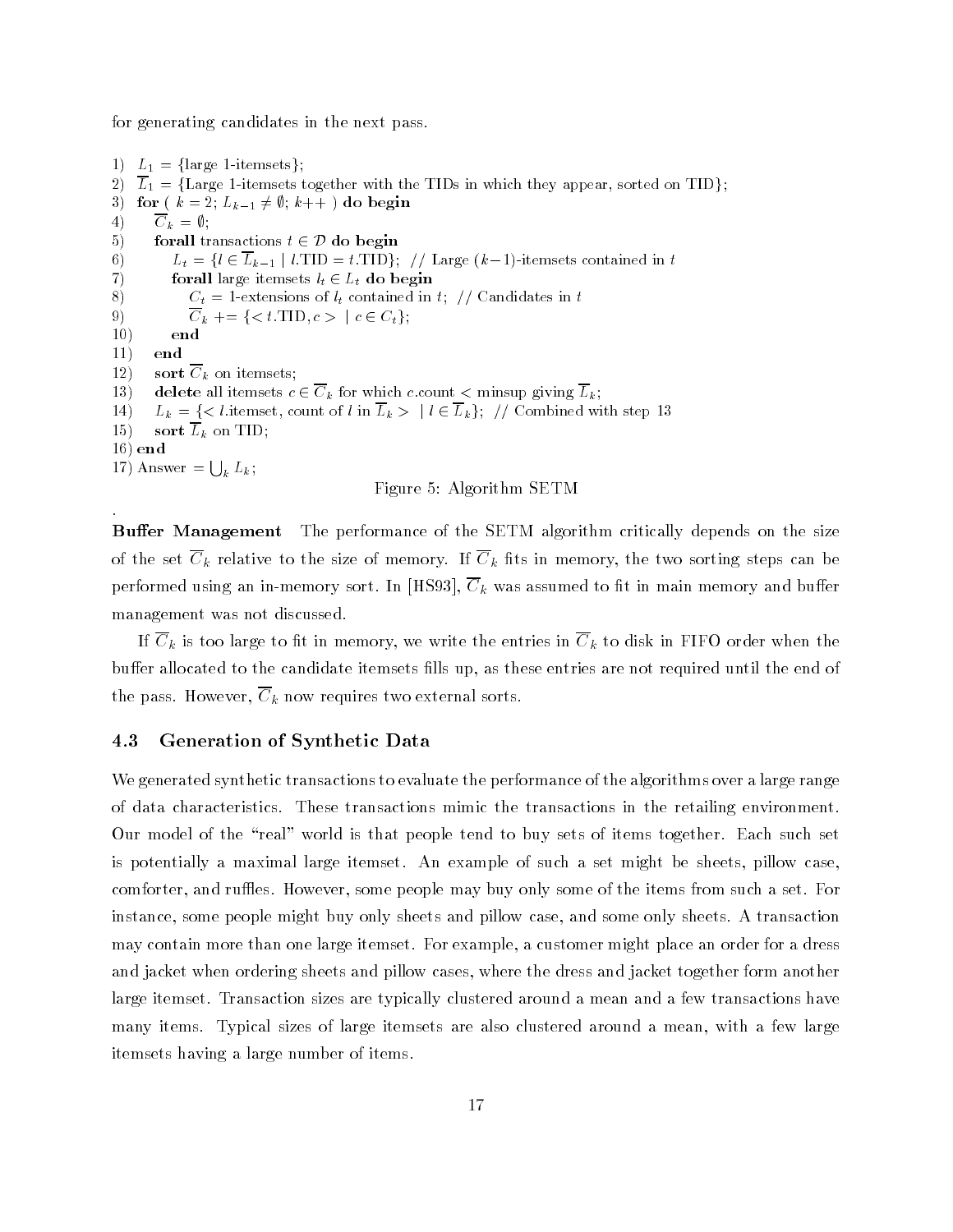for generating candidates in the next pass.

```
1)  L_1 = {large 1-itemsets};
2)  L̄_1 = {Large 1-itemsets together with the TIDs in which they appear, sorted on TID};
3)  for ( k = 2; L_{k-1} ≠ ∅; k++ ) do begin
4)     C̄_k = ∅;
5)     forall transactions t ∈ D do begin
6)        L_t = {l ∈ L̄_{k-1} | l.TID = t.TID}; // Large (k−1)-itemsets contained in t
7)        forall large itemsets l_t ∈ L_t do begin
8)           C_t = 1-extensions of l_t contained in t; // Candidates in t
9)           C̄_k += {< t.TID, c > | c ∈ C_t};
10)       end
11)    end
12)    sort C̄_k on itemsets;
13)    delete all itemsets c ∈ C̄_k for which c.count < minsup giving L̄_k;
14)    L_k = {< l.itemset, count of l in L̄_k > | l ∈ L̄_k}; // Combined with step 13
15)    sort L̄_k on TID;
16) end
17) Answer = ⋃_k L_k;
```

Figure 5: Algorithm SETM

**Buffer Management** The performance of the SETM algorithm critically depends on the size of the set $\overline{C}_k$ relative to the size of memory. If $\overline{C}_k$ fits in memory, the two sorting steps can be performed using an in-memory sort. In [HS93], $\overline{C}_k$ was assumed to fit in main memory and buffer management was not discussed.

If $\overline{C}_k$ is too large to fit in memory, we write the entries in $\overline{C}_k$ to disk in FIFO order when the buffer allocated to the candidate itemsets fills up, as these entries are not required until the end of the pass. However, $\overline{C}_k$ now requires two external sorts.

### 4.3 Generation of Synthetic Data

We generated synthetic transactions to evaluate the performance of the algorithms over a large range of data characteristics. These transactions mimic the transactions in the retailing environment. Our model of the "real" world is that people tend to buy sets of items together. Each such set is potentially a maximal large itemset. An example of such a set might be sheets, pillow case, comforter, and ruffles. However, some people may buy only some of the items from such a set. For instance, some people might buy only sheets and pillow case, and some only sheets. A transaction may contain more than one large itemset. For example, a customer might place an order for a dress and jacket when ordering sheets and pillow cases, where the dress and jacket together form another large itemset. Transaction sizes are typically clustered around a mean and a few transactions have many items. Typical sizes of large itemsets are also clustered around a mean, with a few large itemsets having a large number of items.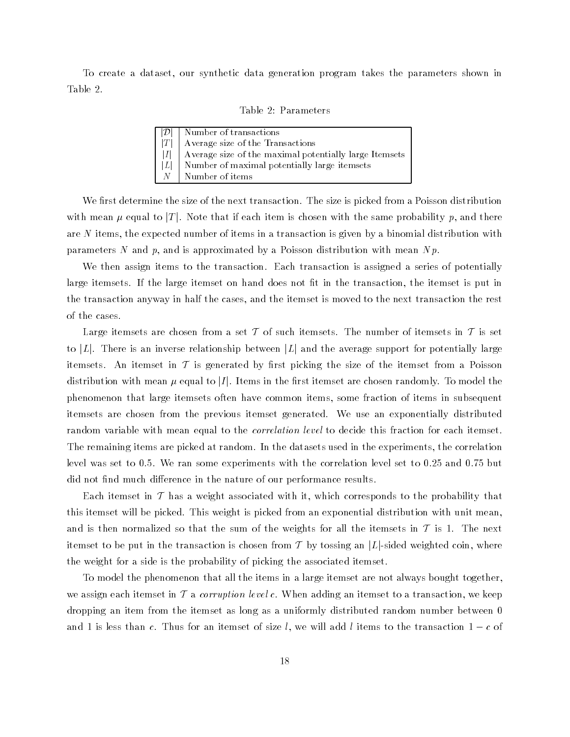To create a dataset, our synthetic data generation program takes the parameters shown in Table 2.

Table 2: Parameters

| | |
|---|---|
| $\|\mathcal{D}\|$ | Number of transactions |
| $\|T\|$ | Average size of the Transactions |
| $\|I\|$ | Average size of the maximal potentially large Itemsets |
| $\|L\|$ | Number of maximal potentially large itemsets |
| $N$ | Number of items |

We first determine the size of the next transaction. The size is picked from a Poisson distribution with mean $\mu$ equal to $|T|$. Note that if each item is chosen with the same probability $p$, and there are $N$ items, the expected number of items in a transaction is given by a binomial distribution with parameters $N$ and $p$, and is approximated by a Poisson distribution with mean $Np$.

We then assign items to the transaction. Each transaction is assigned a series of potentially large itemsets. If the large itemset on hand does not fit in the transaction, the itemset is put in the transaction anyway in half the cases, and the itemset is moved to the next transaction the rest of the cases.

Large itemsets are chosen from a set $\mathcal{T}$ of such itemsets. The number of itemsets in $\mathcal{T}$ is set to $|L|$. There is an inverse relationship between $|L|$ and the average support for potentially large itemsets. An itemset in $\mathcal{T}$ is generated by first picking the size of the itemset from a Poisson distribution with mean $\mu$ equal to $|I|$. Items in the first itemset are chosen randomly. To model the phenomenon that large itemsets often have common items, some fraction of items in subsequent itemsets are chosen from the previous itemset generated. We use an exponentially distributed random variable with mean equal to the *correlation level* to decide this fraction for each itemset. The remaining items are picked at random. In the datasets used in the experiments, the correlation level was set to 0.5. We ran some experiments with the correlation level set to 0.25 and 0.75 but did not find much difference in the nature of our performance results.

Each itemset in $\mathcal{T}$ has a weight associated with it, which corresponds to the probability that this itemset will be picked. This weight is picked from an exponential distribution with unit mean, and is then normalized so that the sum of the weights for all the itemsets in $\mathcal{T}$ is 1. The next itemset to be put in the transaction is chosen from $\mathcal{T}$ by tossing an $|L|$-sided weighted coin, where the weight for a side is the probability of picking the associated itemset.

To model the phenomenon that all the items in a large itemset are not always bought together, we assign each itemset in $\mathcal{T}$ a *corruption level* $c$. When adding an itemset to a transaction, we keep dropping an item from the itemset as long as a uniformly distributed random number between 0 and 1 is less than $c$. Thus for an itemset of size $l$, we will add $l$ items to the transaction $1 - c$ of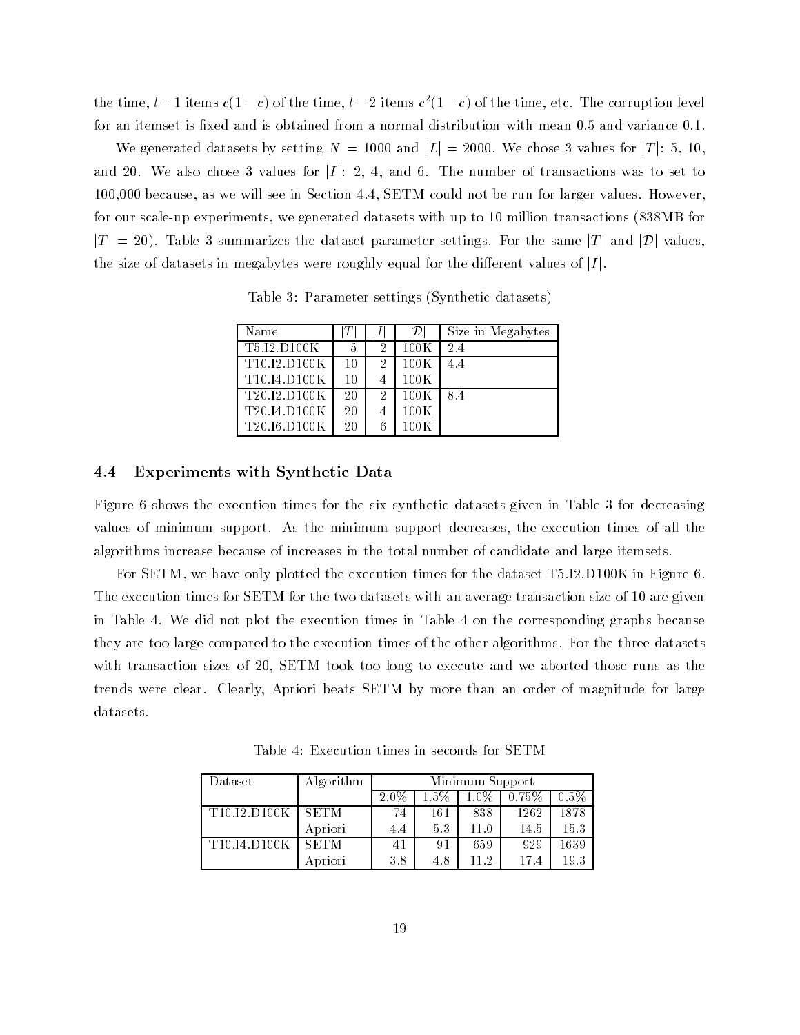the time, $l-1$ items $c(1-c)$ of the time, $l-2$ items $c^2(1-c)$ of the time, etc. The corruption level for an itemset is fixed and is obtained from a normal distribution with mean 0.5 and variance 0.1.

We generated datasets by setting $N = 1000$ and $|L| = 2000$. We chose 3 values for $|T|$: 5, 10, and 20. We also chose 3 values for $|I|$: 2, 4, and 6. The number of transactions was to set to 100,000 because, as we will see in Section 4.4, SETM could not be run for larger values. However, for our scale-up experiments, we generated datasets with up to 10 million transactions (838MB for $|T| = 20$). Table 3 summarizes the dataset parameter settings. For the same $|T|$ and $|\mathcal{D}|$ values, the size of datasets in megabytes were roughly equal for the different values of $|I|$.

Table 3: Parameter settings (Synthetic datasets)

| Name | $\|T\|$ | $\|I\|$ | $\|\mathcal{D}\|$ | Size in Megabytes |
|---|---|---|---|---|
| T5.I2.D100K | 5 | 2 | 100K | 2.4 |
| T10.I2.D100K | 10 | 2 | 100K | 4.4 |
| T10.I4.D100K | 10 | 4 | 100K | |
| T20.I2.D100K | 20 | 2 | 100K | 8.4 |
| T20.I4.D100K | 20 | 4 | 100K | |
| T20.I6.D100K | 20 | 6 | 100K | |

## 4.4 Experiments with Synthetic Data

Figure 6 shows the execution times for the six synthetic datasets given in Table 3 for decreasing values of minimum support. As the minimum support decreases, the execution times of all the algorithms increase because of increases in the total number of candidate and large itemsets.

For SETM, we have only plotted the execution times for the dataset T5.I2.D100K in Figure 6. The execution times for SETM for the two datasets with an average transaction size of 10 are given in Table 4. We did not plot the execution times in Table 4 on the corresponding graphs because they are too large compared to the execution times of the other algorithms. For the three datasets with transaction sizes of 20, SETM took too long to execute and we aborted those runs as the trends were clear. Clearly, Apriori beats SETM by more than an order of magnitude for large datasets.

Table 4: Execution times in seconds for SETM

| Dataset | Algorithm | Minimum Support | | | | |
|---|---|---|---|---|---|---|
| | | 2.0% | 1.5% | 1.0% | 0.75% | 0.5% |
| T10.I2.D100K | SETM | 74 | 161 | 838 | 1262 | 1878 |
| | Apriori | 4.4 | 5.3 | 11.0 | 14.5 | 15.3 |
| T10.I4.D100K | SETM | 41 | 91 | 659 | 929 | 1639 |
| | Apriori | 3.8 | 4.8 | 11.2 | 17.4 | 19.3 |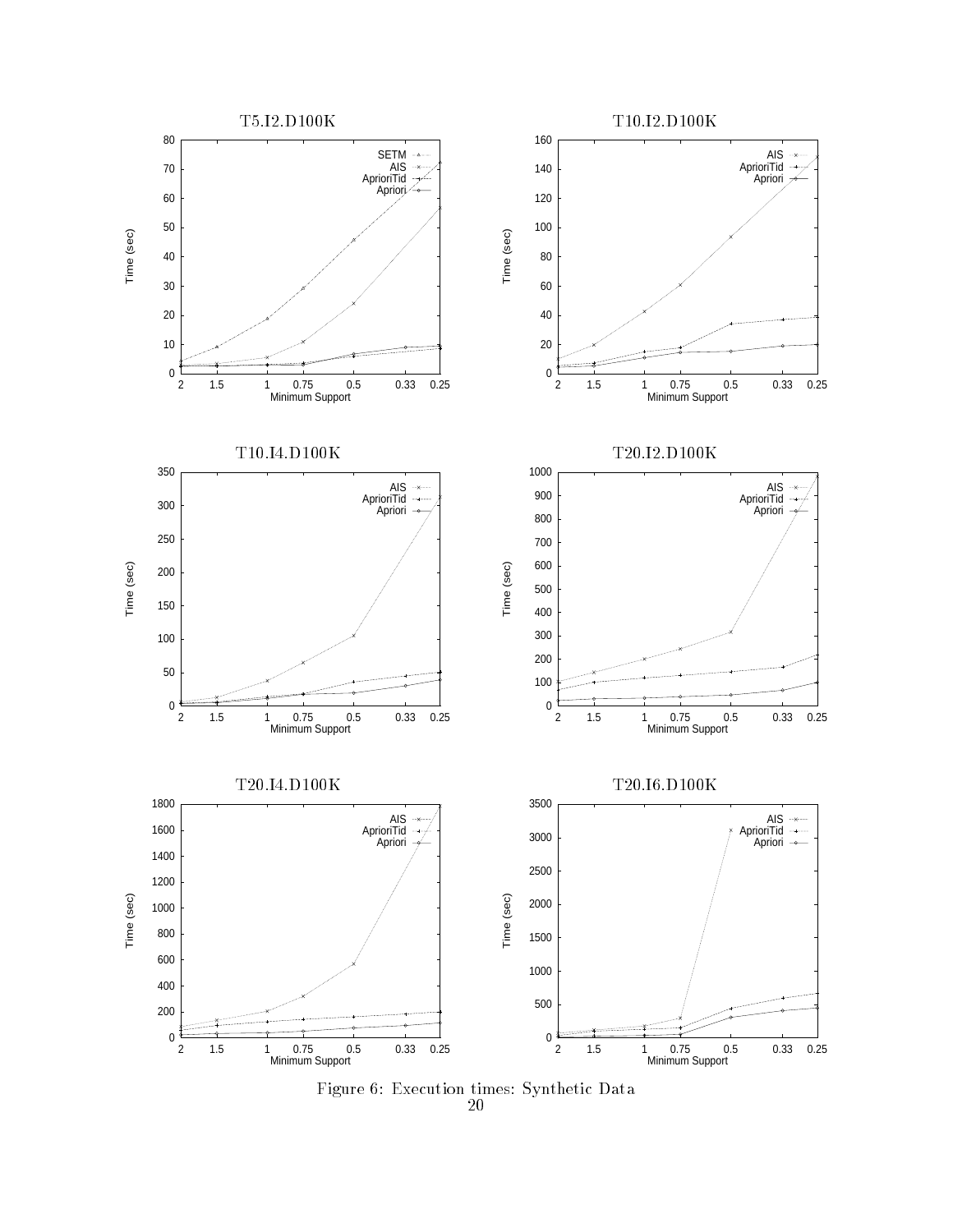Figure 6: Execution times: Synthetic Data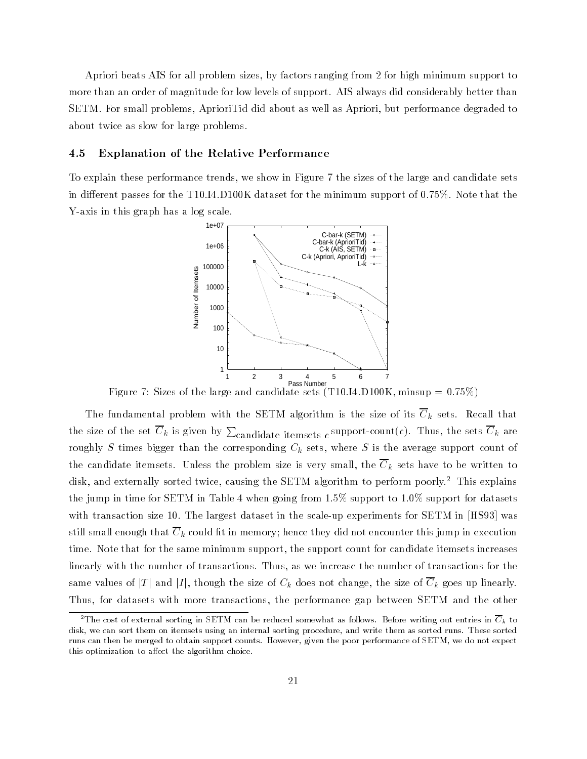Apriori beats AIS for all problem sizes, by factors ranging from 2 for high minimum support to more than an order of magnitude for low levels of support. AIS always did considerably better than SETM. For small problems, AprioriTid did about as well as Apriori, but performance degraded to about twice as slow for large problems.

### 4.5 Explanation of the Relative Performance

To explain these performance trends, we show in Figure 7 the sizes of the large and candidate sets in different passes for the T10.I4.D100K dataset for the minimum support of 0.75%. Note that the Y-axis in this graph has a log scale.

Figure 7: Sizes of the large and candidate sets (T10.I4.D100K, minsup = 0.75%)

The fundamental problem with the SETM algorithm is the size of its $\overline{C}_k$ sets. Recall that the size of the set $\overline{C}_k$ is given by $\sum_{\text{candidate itemsets } c} \text{support-count}(c)$. Thus, the sets $\overline{C}_k$ are roughly $S$ times bigger than the corresponding $C_k$ sets, where $S$ is the average support count of the candidate itemsets. Unless the problem size is very small, the $\overline{C}_k$ sets have to be written to disk, and externally sorted twice, causing the SETM algorithm to perform poorly.[2] This explains the jump in time for SETM in Table 4 when going from 1.5% support to 1.0% support for datasets with transaction size 10. The largest dataset in the scale-up experiments for SETM in [HS93] was still small enough that $\overline{C}_k$ could fit in memory; hence they did not encounter this jump in execution time. Note that for the same minimum support, the support count for candidate itemsets increases linearly with the number of transactions. Thus, as we increase the number of transactions for the same values of $|T|$ and $|I|$, though the size of $C_k$ does not change, the size of $\overline{C}_k$ goes up linearly. Thus, for datasets with more transactions, the performance gap between SETM and the other

[2] The cost of external sorting in SETM can be reduced somewhat as follows. Before writing out entries in $\overline{C}_k$ to disk, we can sort them on itemsets using an internal sorting procedure, and write them as sorted runs. These sorted runs can then be merged to obtain support counts. However, given the poor performance of SETM, we do not expect this optimization to affect the algorithm choice.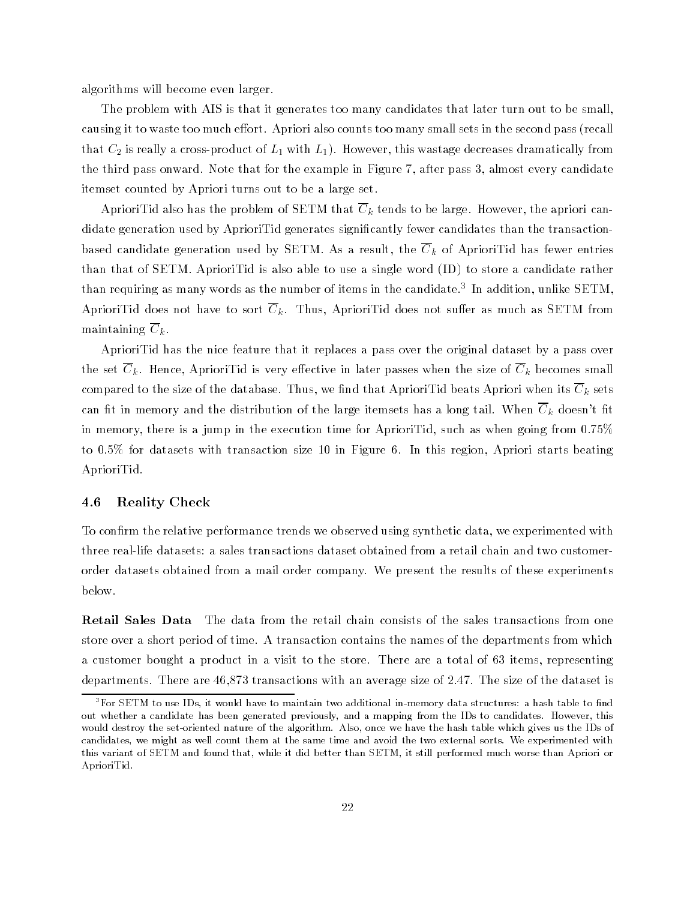algorithms will become even larger.

The problem with AIS is that it generates too many candidates that later turn out to be small, causing it to waste too much effort. Apriori also counts too many small sets in the second pass (recall that $C_2$ is really a cross-product of $L_1$ with $L_1$). However, this wastage decreases dramatically from the third pass onward. Note that for the example in Figure 7, after pass 3, almost every candidate itemset counted by Apriori turns out to be a large set.

AprioriTid also has the problem of SETM that $\overline{C}_k$ tends to be large. However, the apriori candidate generation used by AprioriTid generates significantly fewer candidates than the transaction-based candidate generation used by SETM. As a result, the $\overline{C}_k$ of AprioriTid has fewer entries than that of SETM. AprioriTid is also able to use a single word (ID) to store a candidate rather than requiring as many words as the number of items in the candidate.[3] In addition, unlike SETM, AprioriTid does not have to sort $\overline{C}_k$. Thus, AprioriTid does not suffer as much as SETM from maintaining $\overline{C}_k$.

AprioriTid has the nice feature that it replaces a pass over the original dataset by a pass over the set $\overline{C}_k$. Hence, AprioriTid is very effective in later passes when the size of $\overline{C}_k$ becomes small compared to the size of the database. Thus, we find that AprioriTid beats Apriori when its $\overline{C}_k$ sets can fit in memory and the distribution of the large itemsets has a long tail. When $\overline{C}_k$ doesn't fit in memory, there is a jump in the execution time for AprioriTid, such as when going from 0.75% to 0.5% for datasets with transaction size 10 in Figure 6. In this region, Apriori starts beating AprioriTid.

### 4.6 Reality Check

To confirm the relative performance trends we observed using synthetic data, we experimented with three real-life datasets: a sales transactions dataset obtained from a retail chain and two customer-order datasets obtained from a mail order company. We present the results of these experiments below.

**Retail Sales Data** The data from the retail chain consists of the sales transactions from one store over a short period of time. A transaction contains the names of the departments from which a customer bought a product in a visit to the store. There are a total of 63 items, representing departments. There are 46,873 transactions with an average size of 2.47. The size of the dataset is

[3] For SETM to use IDs, it would have to maintain two additional in-memory data structures: a hash table to find out whether a candidate has been generated previously, and a mapping from the IDs to candidates. However, this would destroy the set-oriented nature of the algorithm. Also, once we have the hash table which gives us the IDs of candidates, we might as well count them at the same time and avoid the two external sorts. We experimented with this variant of SETM and found that, while it did better than SETM, it still performed much worse than Apriori or AprioriTid.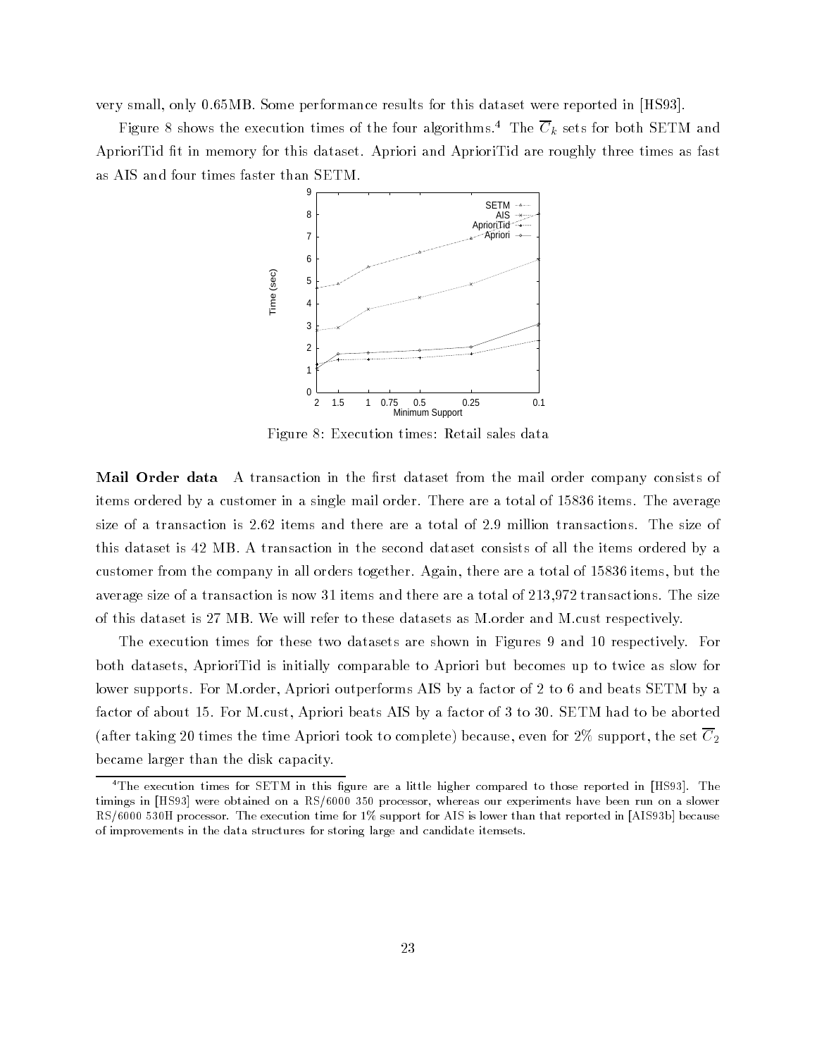very small, only 0.65MB. Some performance results for this dataset were reported in [HS93].

Figure 8 shows the execution times of the four algorithms.[4] The $\overline{C}_k$ sets for both SETM and AprioriTid fit in memory for this dataset. Apriori and AprioriTid are roughly three times as fast as AIS and four times faster than SETM.

Figure 8: Execution times: Retail sales data

**Mail Order data** A transaction in the first dataset from the mail order company consists of items ordered by a customer in a single mail order. There are a total of 15836 items. The average size of a transaction is 2.62 items and there are a total of 2.9 million transactions. The size of this dataset is 42 MB. A transaction in the second dataset consists of all the items ordered by a customer from the company in all orders together. Again, there are a total of 15836 items, but the average size of a transaction is now 31 items and there are a total of 213,972 transactions. The size of this dataset is 27 MB. We will refer to these datasets as M.order and M.cust respectively.

The execution times for these two datasets are shown in Figures 9 and 10 respectively. For both datasets, AprioriTid is initially comparable to Apriori but becomes up to twice as slow for lower supports. For M.order, Apriori outperforms AIS by a factor of 2 to 6 and beats SETM by a factor of about 15. For M.cust, Apriori beats AIS by a factor of 3 to 30. SETM had to be aborted (after taking 20 times the time Apriori took to complete) because, even for 2% support, the set $\overline{C}_2$ became larger than the disk capacity.

[4] The execution times for SETM in this figure are a little higher compared to those reported in [HS93]. The timings in [HS93] were obtained on a RS/6000 350 processor, whereas our experiments have been run on a slower RS/6000 530H processor. The execution time for 1% support for AIS is lower than that reported in [AIS93b] because of improvements in the data structures for storing large and candidate itemsets.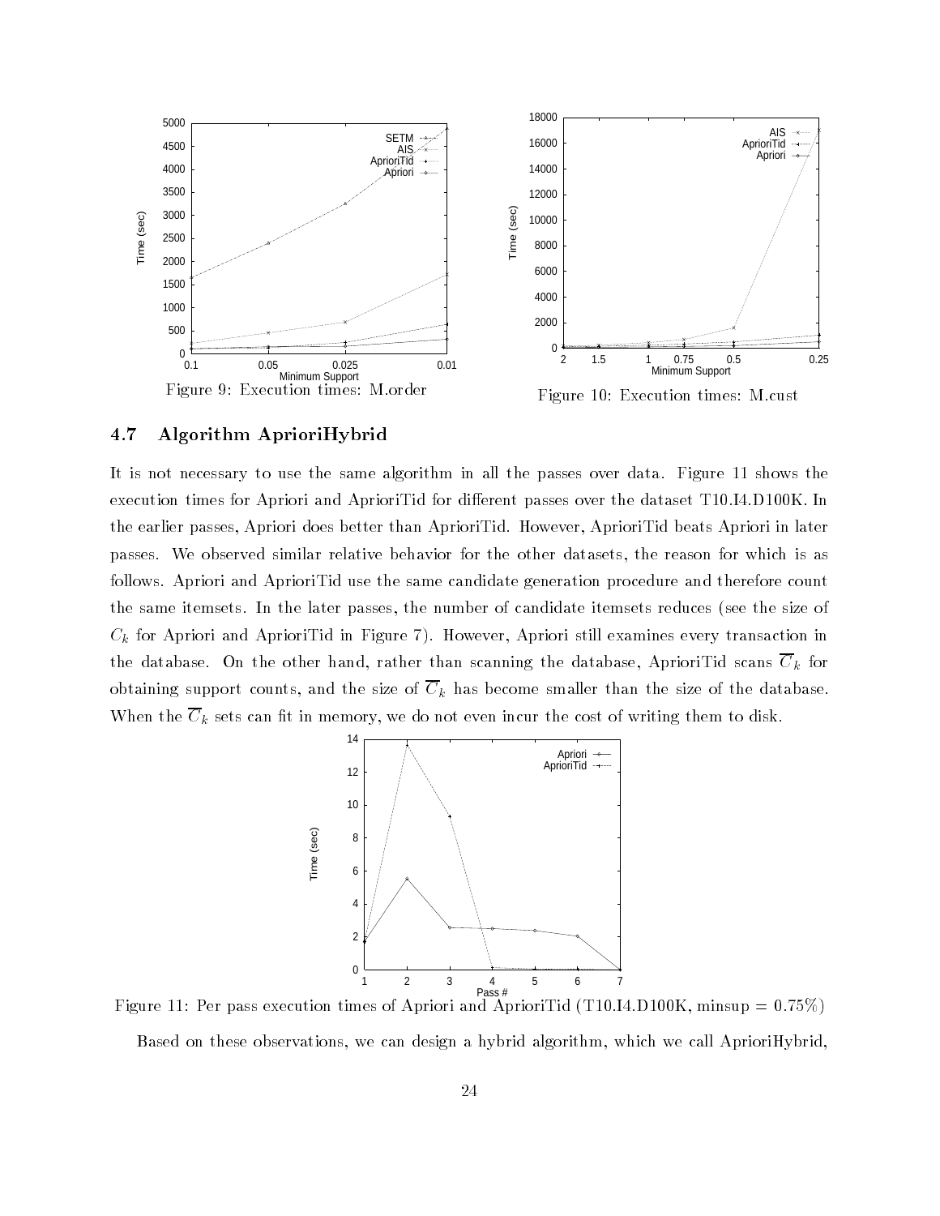Figure 9: Execution times: M.order

Figure 10: Execution times: M.cust

### 4.7 Algorithm AprioriHybrid

It is not necessary to use the same algorithm in all the passes over data. Figure 11 shows the execution times for Apriori and AprioriTid for different passes over the dataset T10.I4.D100K. In the earlier passes, Apriori does better than AprioriTid. However, AprioriTid beats Apriori in later passes. We observed similar relative behavior for the other datasets, the reason for which is as follows. Apriori and AprioriTid use the same candidate generation procedure and therefore count the same itemsets. In the later passes, the number of candidate itemsets reduces (see the size of $C_k$ for Apriori and AprioriTid in Figure 7). However, Apriori still examines every transaction in the database. On the other hand, rather than scanning the database, AprioriTid scans $\overline{C}_k$ for obtaining support counts, and the size of $\overline{C}_k$ has become smaller than the size of the database. When the $\overline{C}_k$ sets can fit in memory, we do not even incur the cost of writing them to disk.

Figure 11: Per pass execution times of Apriori and AprioriTid (T10.I4.D100K, minsup = 0.75%)

Based on these observations, we can design a hybrid algorithm, which we call AprioriHybrid,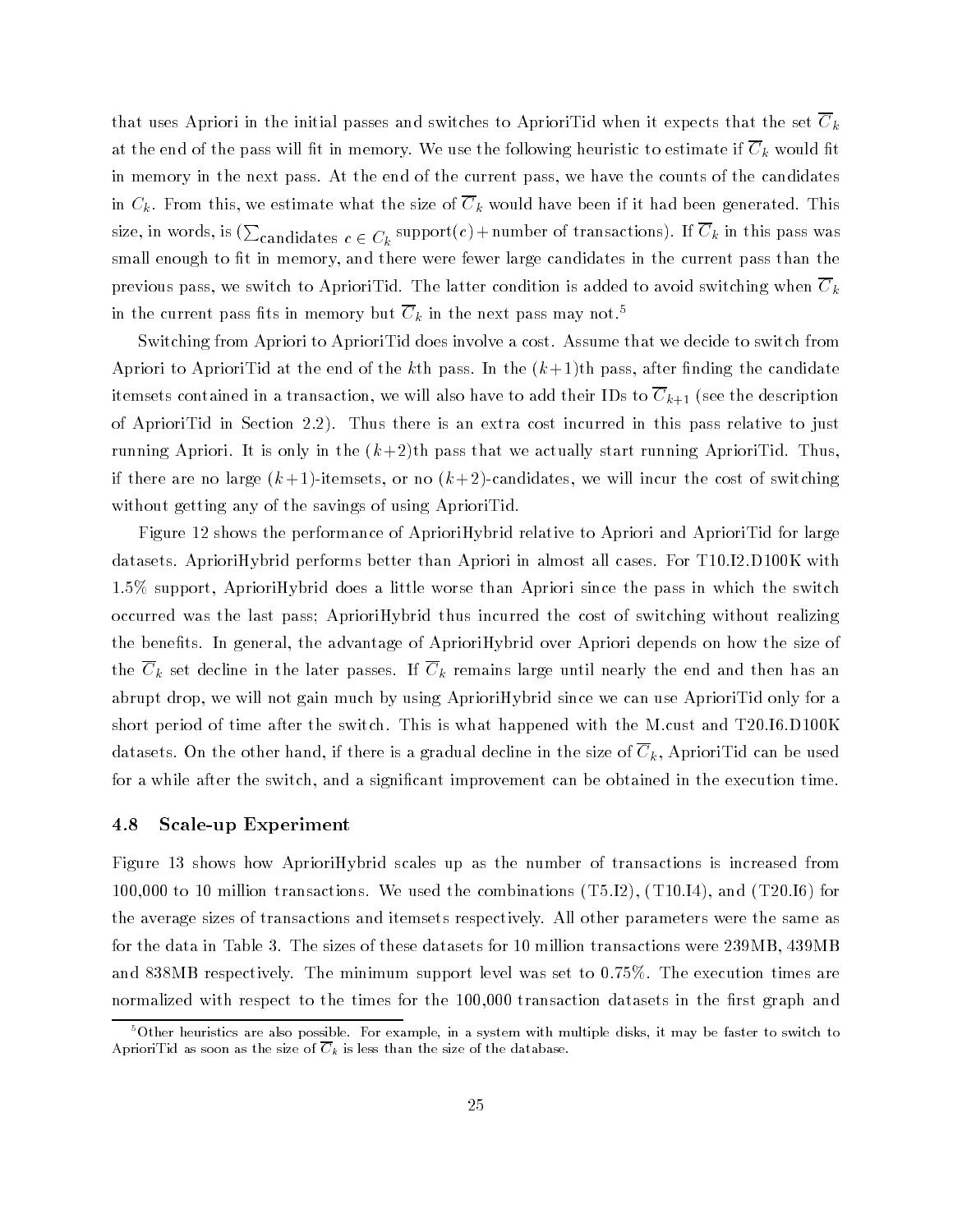that uses Apriori in the initial passes and switches to AprioriTid when it expects that the set $\overline{C}_k$ at the end of the pass will fit in memory. We use the following heuristic to estimate if $\overline{C}_k$ would fit in memory in the next pass. At the end of the current pass, we have the counts of the candidates in $C_k$. From this, we estimate what the size of $\overline{C}_k$ would have been if it had been generated. This size, in words, is ($\sum_{\text{candidates } c \in C_k} \text{support}(c) + \text{number of transactions}$). If $\overline{C}_k$ in this pass was small enough to fit in memory, and there were fewer large candidates in the current pass than the previous pass, we switch to AprioriTid. The latter condition is added to avoid switching when $\overline{C}_k$ in the current pass fits in memory but $\overline{C}_k$ in the next pass may not.[5]

Switching from Apriori to AprioriTid does involve a cost. Assume that we decide to switch from Apriori to AprioriTid at the end of the $k$th pass. In the $(k+1)$th pass, after finding the candidate itemsets contained in a transaction, we will also have to add their IDs to $\overline{C}_{k+1}$ (see the description of AprioriTid in Section 2.2). Thus there is an extra cost incurred in this pass relative to just running Apriori. It is only in the $(k+2)$th pass that we actually start running AprioriTid. Thus, if there are no large $(k+1)$-itemsets, or no $(k+2)$-candidates, we will incur the cost of switching without getting any of the savings of using AprioriTid.

Figure 12 shows the performance of AprioriHybrid relative to Apriori and AprioriTid for large datasets. AprioriHybrid performs better than Apriori in almost all cases. For T10.I2.D100K with 1.5% support, AprioriHybrid does a little worse than Apriori since the pass in which the switch occurred was the last pass; AprioriHybrid thus incurred the cost of switching without realizing the benefits. In general, the advantage of AprioriHybrid over Apriori depends on how the size of the $\overline{C}_k$ set decline in the later passes. If $\overline{C}_k$ remains large until nearly the end and then has an abrupt drop, we will not gain much by using AprioriHybrid since we can use AprioriTid only for a short period of time after the switch. This is what happened with the M.cust and T20.I6.D100K datasets. On the other hand, if there is a gradual decline in the size of $\overline{C}_k$, AprioriTid can be used for a while after the switch, and a significant improvement can be obtained in the execution time.

### 4.8 Scale-up Experiment

Figure 13 shows how AprioriHybrid scales up as the number of transactions is increased from 100,000 to 10 million transactions. We used the combinations (T5.I2), (T10.I4), and (T20.I6) for the average sizes of transactions and itemsets respectively. All other parameters were the same as for the data in Table 3. The sizes of these datasets for 10 million transactions were 239MB, 439MB and 838MB respectively. The minimum support level was set to 0.75%. The execution times are normalized with respect to the times for the 100,000 transaction datasets in the first graph and

[5] Other heuristics are also possible. For example, in a system with multiple disks, it may be faster to switch to AprioriTid as soon as the size of $\overline{C}_k$ is less than the size of the database.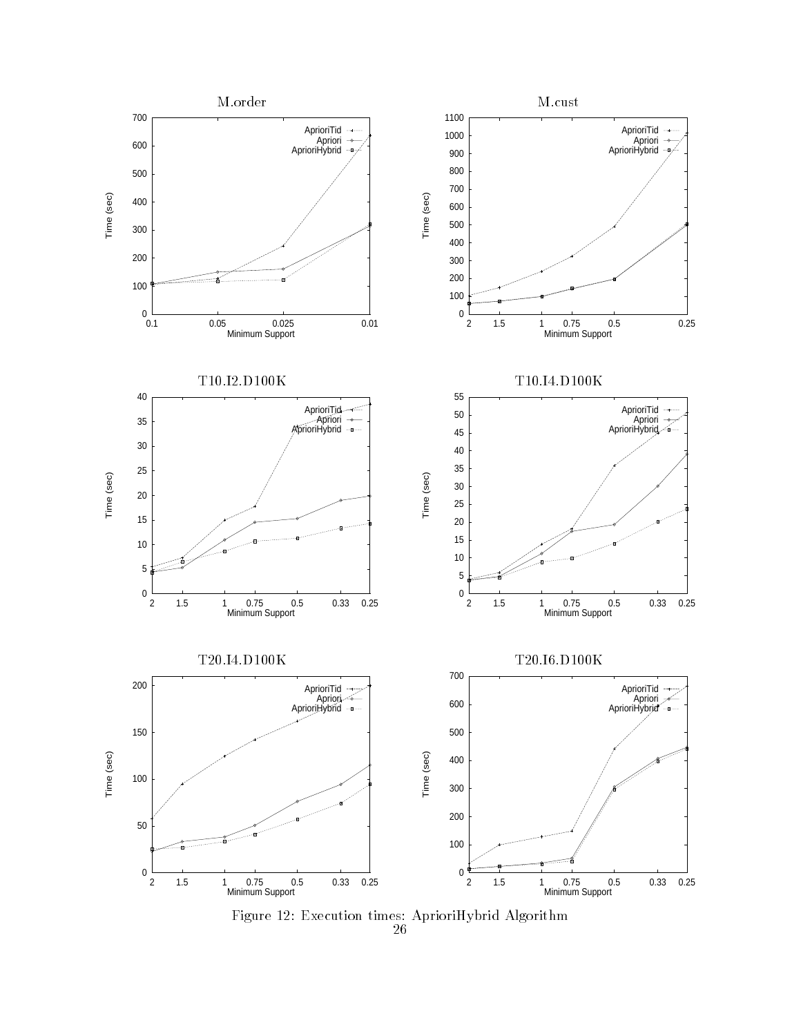Figure 12: Execution times: AprioriHybrid Algorithm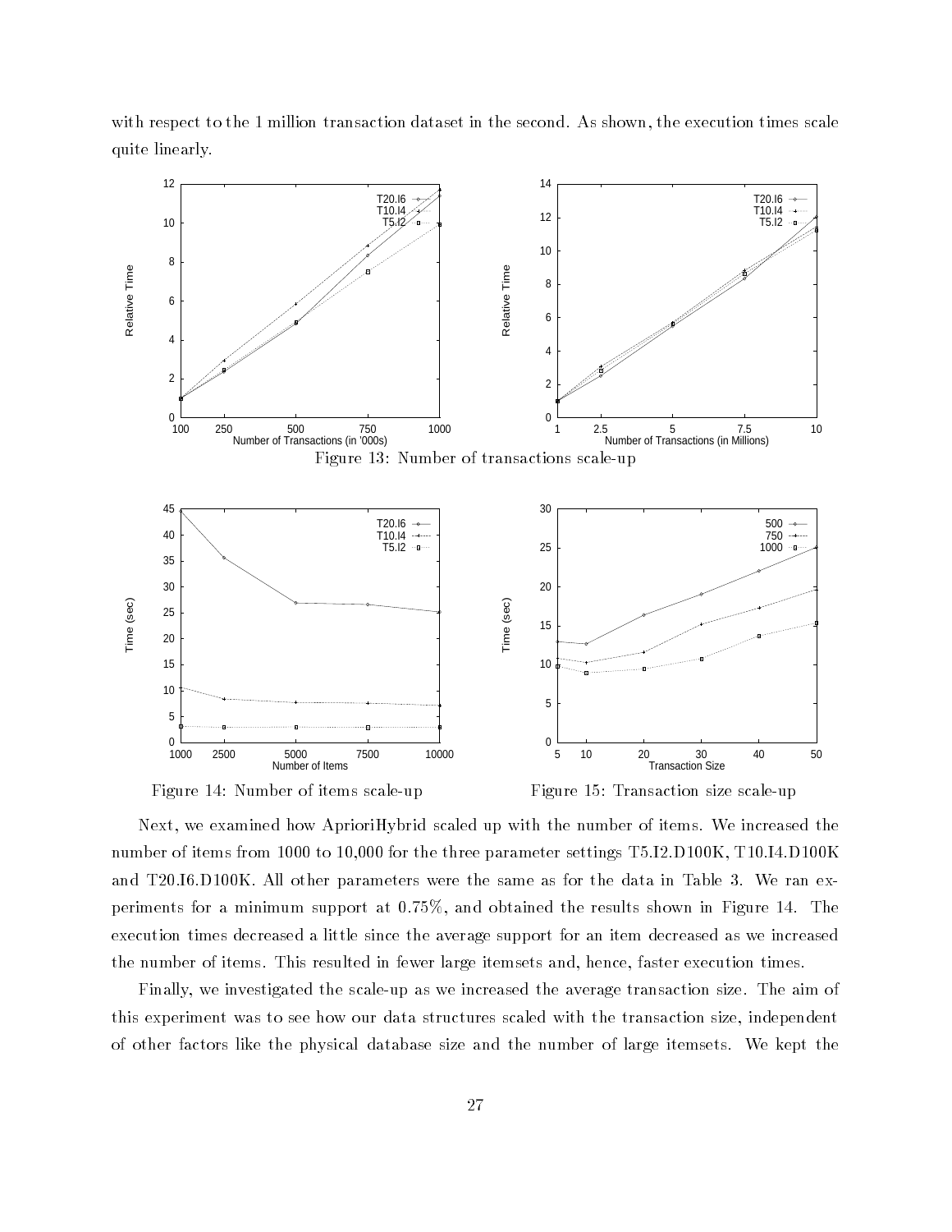with respect to the 1 million transaction dataset in the second. As shown, the execution times scale quite linearly.

Figure 13: Number of transactions scale-up

Figure 14: Number of items scale-up

Figure 15: Transaction size scale-up

Next, we examined how AprioriHybrid scaled up with the number of items. We increased the number of items from 1000 to 10,000 for the three parameter settings T5.I2.D100K, T10.I4.D100K and T20.I6.D100K. All other parameters were the same as for the data in Table 3. We ran experiments for a minimum support at 0.75%, and obtained the results shown in Figure 14. The execution times decreased a little since the average support for an item decreased as we increased the number of items. This resulted in fewer large itemsets and, hence, faster execution times.

Finally, we investigated the scale-up as we increased the average transaction size. The aim of this experiment was to see how our data structures scaled with the transaction size, independent of other factors like the physical database size and the number of large itemsets. We kept the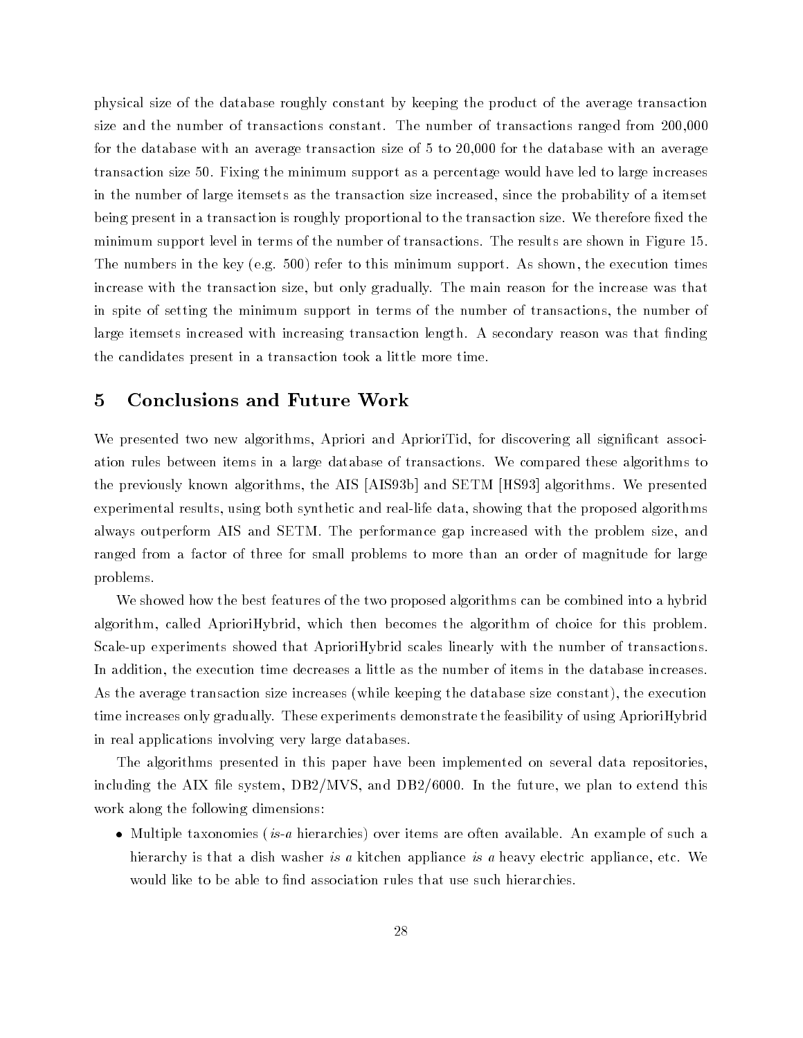physical size of the database roughly constant by keeping the product of the average transaction size and the number of transactions constant. The number of transactions ranged from 200,000 for the database with an average transaction size of 5 to 20,000 for the database with an average transaction size 50. Fixing the minimum support as a percentage would have led to large increases in the number of large itemsets as the transaction size increased, since the probability of a itemset being present in a transaction is roughly proportional to the transaction size. We therefore fixed the minimum support level in terms of the number of transactions. The results are shown in Figure 15. The numbers in the key (e.g. 500) refer to this minimum support. As shown, the execution times increase with the transaction size, but only gradually. The main reason for the increase was that in spite of setting the minimum support in terms of the number of transactions, the number of large itemsets increased with increasing transaction length. A secondary reason was that finding the candidates present in a transaction took a little more time.

## 5 Conclusions and Future Work

We presented two new algorithms, Apriori and AprioriTid, for discovering all significant association rules between items in a large database of transactions. We compared these algorithms to the previously known algorithms, the AIS [AIS93b] and SETM [HS93] algorithms. We presented experimental results, using both synthetic and real-life data, showing that the proposed algorithms always outperform AIS and SETM. The performance gap increased with the problem size, and ranged from a factor of three for small problems to more than an order of magnitude for large problems.

We showed how the best features of the two proposed algorithms can be combined into a hybrid algorithm, called AprioriHybrid, which then becomes the algorithm of choice for this problem. Scale-up experiments showed that AprioriHybrid scales linearly with the number of transactions. In addition, the execution time decreases a little as the number of items in the database increases. As the average transaction size increases (while keeping the database size constant), the execution time increases only gradually. These experiments demonstrate the feasibility of using AprioriHybrid in real applications involving very large databases.

The algorithms presented in this paper have been implemented on several data repositories, including the AIX file system, DB2/MVS, and DB2/6000. In the future, we plan to extend this work along the following dimensions:

- Multiple taxonomies (*is-a* hierarchies) over items are often available. An example of such a hierarchy is that a dish washer *is a* kitchen appliance *is a* heavy electric appliance, etc. We would like to be able to find association rules that use such hierarchies.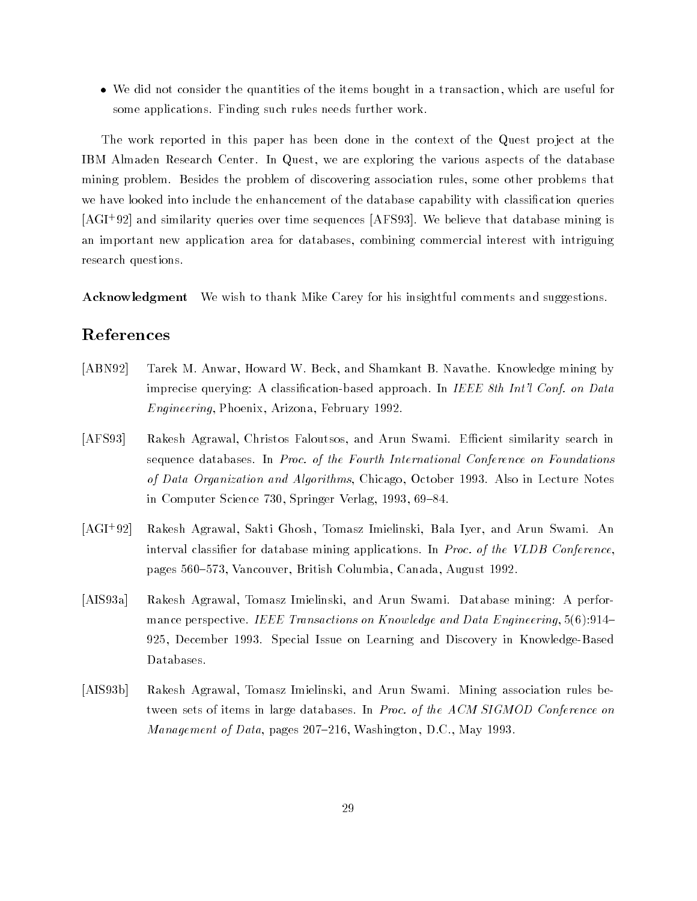- We did not consider the quantities of the items bought in a transaction, which are useful for some applications. Finding such rules needs further work.

The work reported in this paper has been done in the context of the Quest project at the IBM Almaden Research Center. In Quest, we are exploring the various aspects of the database mining problem. Besides the problem of discovering association rules, some other problems that we have looked into include the enhancement of the database capability with classification queries [AGI+92] and similarity queries over time sequences [AFS93]. We believe that database mining is an important new application area for databases, combining commercial interest with intriguing research questions.

**Acknowledgment** We wish to thank Mike Carey for his insightful comments and suggestions.

## References

[ABN92] Tarek M. Anwar, Howard W. Beck, and Shamkant B. Navathe. Knowledge mining by imprecise querying: A classification-based approach. In *IEEE 8th Int'l Conf. on Data Engineering*, Phoenix, Arizona, February 1992.

[AFS93] Rakesh Agrawal, Christos Faloutsos, and Arun Swami. Efficient similarity search in sequence databases. In *Proc. of the Fourth International Conference on Foundations of Data Organization and Algorithms*, Chicago, October 1993. Also in Lecture Notes in Computer Science 730, Springer Verlag, 1993, 69–84.

[AGI+92] Rakesh Agrawal, Sakti Ghosh, Tomasz Imielinski, Bala Iyer, and Arun Swami. An interval classifier for database mining applications. In *Proc. of the VLDB Conference*, pages 560–573, Vancouver, British Columbia, Canada, August 1992.

[AIS93a] Rakesh Agrawal, Tomasz Imielinski, and Arun Swami. Database mining: A performance perspective. *IEEE Transactions on Knowledge and Data Engineering*, 5(6):914–925, December 1993. Special Issue on Learning and Discovery in Knowledge-Based Databases.

[AIS93b] Rakesh Agrawal, Tomasz Imielinski, and Arun Swami. Mining association rules between sets of items in large databases. In *Proc. of the ACM SIGMOD Conference on Management of Data*, pages 207–216, Washington, D.C., May 1993.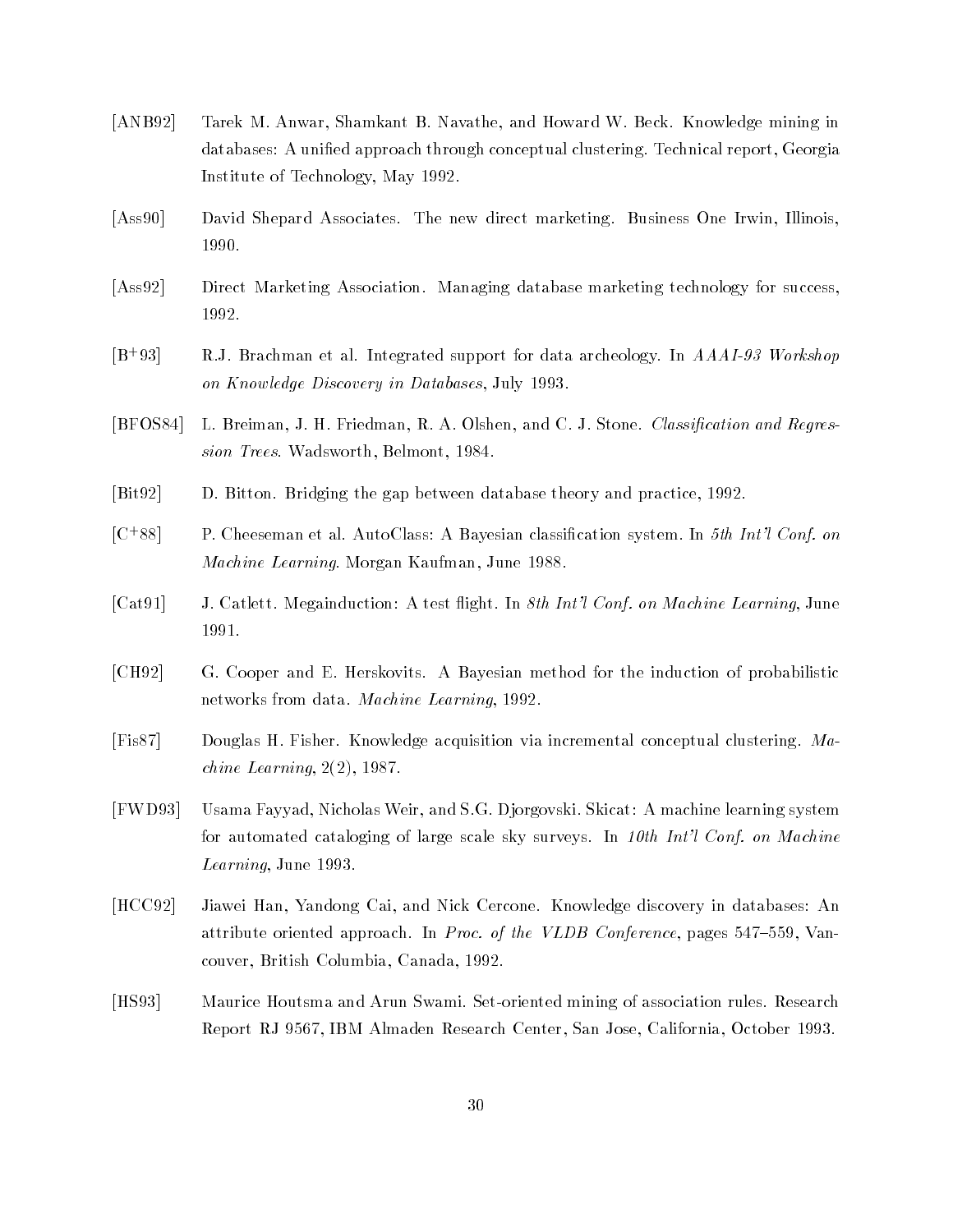[ANB92] Tarek M. Anwar, Shamkant B. Navathe, and Howard W. Beck. Knowledge mining in databases: A unified approach through conceptual clustering. Technical report, Georgia Institute of Technology, May 1992.

[Ass90] David Shepard Associates. The new direct marketing. Business One Irwin, Illinois, 1990.

[Ass92] Direct Marketing Association. Managing database marketing technology for success, 1992.

[B+93] R.J. Brachman et al. Integrated support for data archeology. In *AAAI-93 Workshop on Knowledge Discovery in Databases*, July 1993.

[BFOS84] L. Breiman, J. H. Friedman, R. A. Olshen, and C. J. Stone. *Classification and Regression Trees*. Wadsworth, Belmont, 1984.

[Bit92] D. Bitton. Bridging the gap between database theory and practice, 1992.

[C+88] P. Cheeseman et al. AutoClass: A Bayesian classification system. In *5th Int'l Conf. on Machine Learning*. Morgan Kaufman, June 1988.

[Cat91] J. Catlett. Megainduction: A test flight. In *8th Int'l Conf. on Machine Learning*, June 1991.

[CH92] G. Cooper and E. Herskovits. A Bayesian method for the induction of probabilistic networks from data. *Machine Learning*, 1992.

[Fis87] Douglas H. Fisher. Knowledge acquisition via incremental conceptual clustering. *Machine Learning*, 2(2), 1987.

[FWD93] Usama Fayyad, Nicholas Weir, and S.G. Djorgovski. Skicat: A machine learning system for automated cataloging of large scale sky surveys. In *10th Int'l Conf. on Machine Learning*, June 1993.

[HCC92] Jiawei Han, Yandong Cai, and Nick Cercone. Knowledge discovery in databases: An attribute oriented approach. In *Proc. of the VLDB Conference*, pages 547–559, Vancouver, British Columbia, Canada, 1992.

[HS93] Maurice Houtsma and Arun Swami. Set-oriented mining of association rules. Research Report RJ 9567, IBM Almaden Research Center, San Jose, California, October 1993.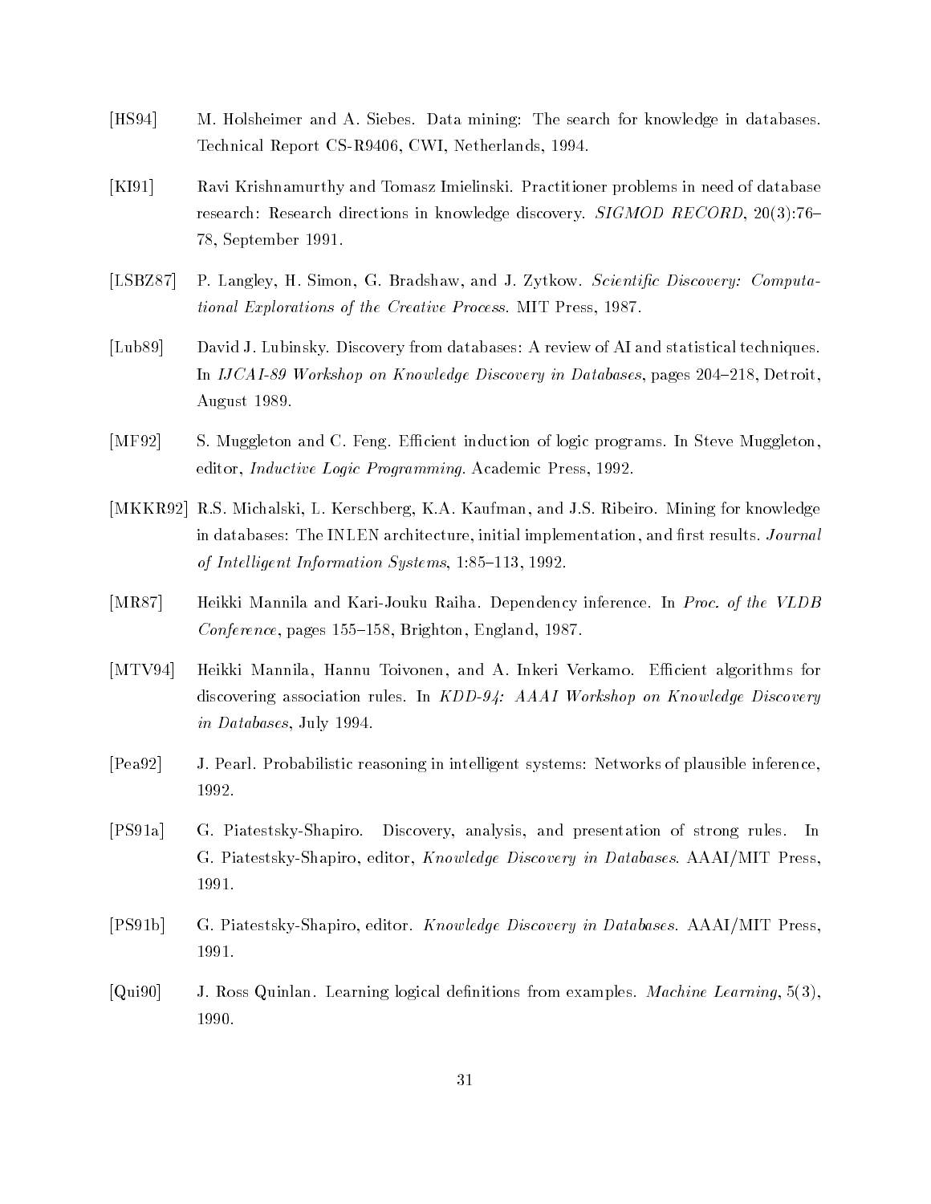[HS94] M. Holsheimer and A. Siebes. Data mining: The search for knowledge in databases. Technical Report CS-R9406, CWI, Netherlands, 1994.

[KI91] Ravi Krishnamurthy and Tomasz Imielinski. Practitioner problems in need of database research: Research directions in knowledge discovery. *SIGMOD RECORD*, 20(3):76–78, September 1991.

[LSBZ87] P. Langley, H. Simon, G. Bradshaw, and J. Zytkow. *Scientific Discovery: Computational Explorations of the Creative Process*. MIT Press, 1987.

[Lub89] David J. Lubinsky. Discovery from databases: A review of AI and statistical techniques. In *IJCAI-89 Workshop on Knowledge Discovery in Databases*, pages 204–218, Detroit, August 1989.

[MF92] S. Muggleton and C. Feng. Efficient induction of logic programs. In Steve Muggleton, editor, *Inductive Logic Programming*. Academic Press, 1992.

[MKKR92] R.S. Michalski, L. Kerschberg, K.A. Kaufman, and J.S. Ribeiro. Mining for knowledge in databases: The INLEN architecture, initial implementation, and first results. *Journal of Intelligent Information Systems*, 1:85–113, 1992.

[MR87] Heikki Mannila and Kari-Jouku Raiha. Dependency inference. In *Proc. of the VLDB Conference*, pages 155–158, Brighton, England, 1987.

[MTV94] Heikki Mannila, Hannu Toivonen, and A. Inkeri Verkamo. Efficient algorithms for discovering association rules. In *KDD-94: AAAI Workshop on Knowledge Discovery in Databases*, July 1994.

[Pea92] J. Pearl. Probabilistic reasoning in intelligent systems: Networks of plausible inference, 1992.

[PS91a] G. Piatestsky-Shapiro. Discovery, analysis, and presentation of strong rules. In G. Piatestsky-Shapiro, editor, *Knowledge Discovery in Databases*. AAAI/MIT Press, 1991.

[PS91b] G. Piatestsky-Shapiro, editor. *Knowledge Discovery in Databases*. AAAI/MIT Press, 1991.

[Qui90] J. Ross Quinlan. Learning logical definitions from examples. *Machine Learning*, 5(3), 1990.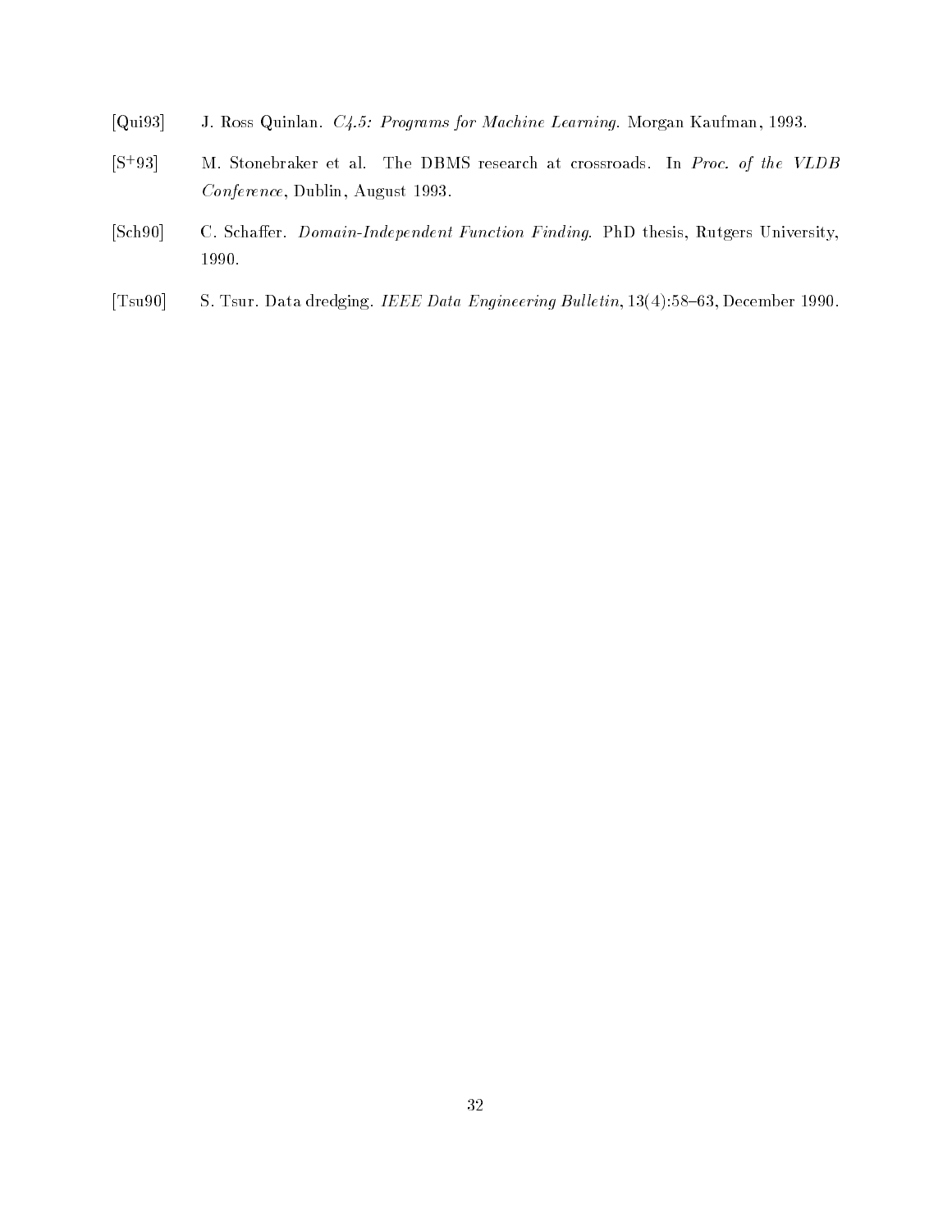[Qui93] J. Ross Quinlan. *C4.5: Programs for Machine Learning*. Morgan Kaufman, 1993.

[S+93] M. Stonebraker et al. The DBMS research at crossroads. In *Proc. of the VLDB Conference*, Dublin, August 1993.

[Sch90] C. Schaffer. *Domain-Independent Function Finding*. PhD thesis, Rutgers University, 1990.

[Tsu90] S. Tsur. Data dredging. *IEEE Data Engineering Bulletin*, 13(4):58–63, December 1990.